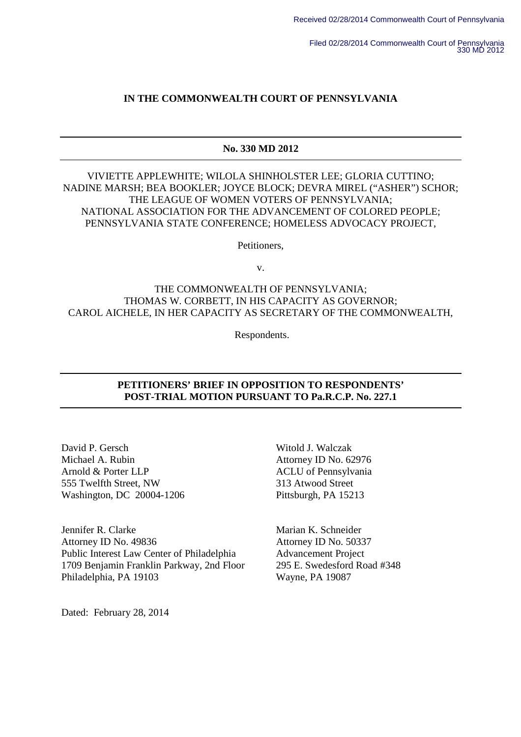Received 02/28/2014 Commonwealth Court of Pennsylvania

Filed 02/28/2014 Commonwealth Court of Pennsylvania
330 MD 2012

**IN THE COMMONWEALTH COURT OF PENNSYLVANIA**

---

**No. 330 MD 2012**

---

VIVIETTE APPLEWHITE; WILOLA SHINHOLSTER LEE; GLORIA CUTTINO; NADINE MARSH; BEA BOOKLER; JOYCE BLOCK; DEVRA MIREL ("ASHER") SCHOR; THE LEAGUE OF WOMEN VOTERS OF PENNSYLVANIA; NATIONAL ASSOCIATION FOR THE ADVANCEMENT OF COLORED PEOPLE; PENNSYLVANIA STATE CONFERENCE; HOMELESS ADVOCACY PROJECT,

Petitioners,

v.

THE COMMONWEALTH OF PENNSYLVANIA; THOMAS W. CORBETT, IN HIS CAPACITY AS GOVERNOR; CAROL AICHELE, IN HER CAPACITY AS SECRETARY OF THE COMMONWEALTH,

Respondents.

---

**PETITIONERS' BRIEF IN OPPOSITION TO RESPONDENTS' POST-TRIAL MOTION PURSUANT TO Pa.R.C.P. No. 227.1**

---

David P. Gersch
Michael A. Rubin
Arnold & Porter LLP
555 Twelfth Street, NW
Washington, DC 20004-1206

Witold J. Walczak
Attorney ID No. 62976
ACLU of Pennsylvania
313 Atwood Street
Pittsburgh, PA 15213

Jennifer R. Clarke
Attorney ID No. 49836
Public Interest Law Center of Philadelphia
1709 Benjamin Franklin Parkway, 2nd Floor
Philadelphia, PA 19103

Marian K. Schneider
Attorney ID No. 50337
Advancement Project
295 E. Swedesford Road #348
Wayne, PA 19087

Dated: February 28, 2014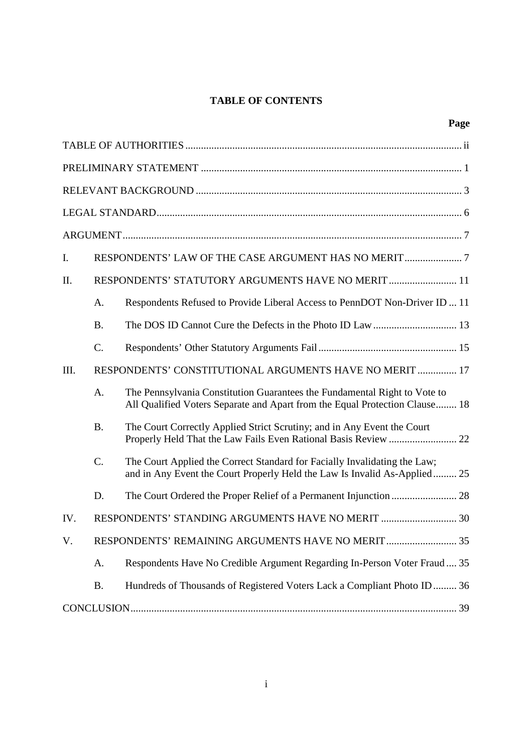## TABLE OF CONTENTS

| | | | Page |
|---|---|---|---|
| TABLE OF AUTHORITIES | | | ii |
| PRELIMINARY STATEMENT | | | 1 |
| RELEVANT BACKGROUND | | | 3 |
| LEGAL STANDARD | | | 6 |
| ARGUMENT | | | 7 |
| I. | RESPONDENTS' LAW OF THE CASE ARGUMENT HAS NO MERIT | | 7 |
| II. | RESPONDENTS' STATUTORY ARGUMENTS HAVE NO MERIT | | 11 |
| | A. | Respondents Refused to Provide Liberal Access to PennDOT Non-Driver ID | 11 |
| | B. | The DOS ID Cannot Cure the Defects in the Photo ID Law | 13 |
| | C. | Respondents' Other Statutory Arguments Fail | 15 |
| III. | RESPONDENTS' CONSTITUTIONAL ARGUMENTS HAVE NO MERIT | | 17 |
| | A. | The Pennsylvania Constitution Guarantees the Fundamental Right to Vote to All Qualified Voters Separate and Apart from the Equal Protection Clause | 18 |
| | B. | The Court Correctly Applied Strict Scrutiny; and in Any Event the Court Properly Held That the Law Fails Even Rational Basis Review | 22 |
| | C. | The Court Applied the Correct Standard for Facially Invalidating the Law; and in Any Event the Court Properly Held the Law Is Invalid As-Applied | 25 |
| | D. | The Court Ordered the Proper Relief of a Permanent Injunction | 28 |
| IV. | RESPONDENTS' STANDING ARGUMENTS HAVE NO MERIT | | 30 |
| V. | RESPONDENTS' REMAINING ARGUMENTS HAVE NO MERIT | | 35 |
| | A. | Respondents Have No Credible Argument Regarding In-Person Voter Fraud | 35 |
| | B. | Hundreds of Thousands of Registered Voters Lack a Compliant Photo ID | 36 |
| CONCLUSION | | | 39 |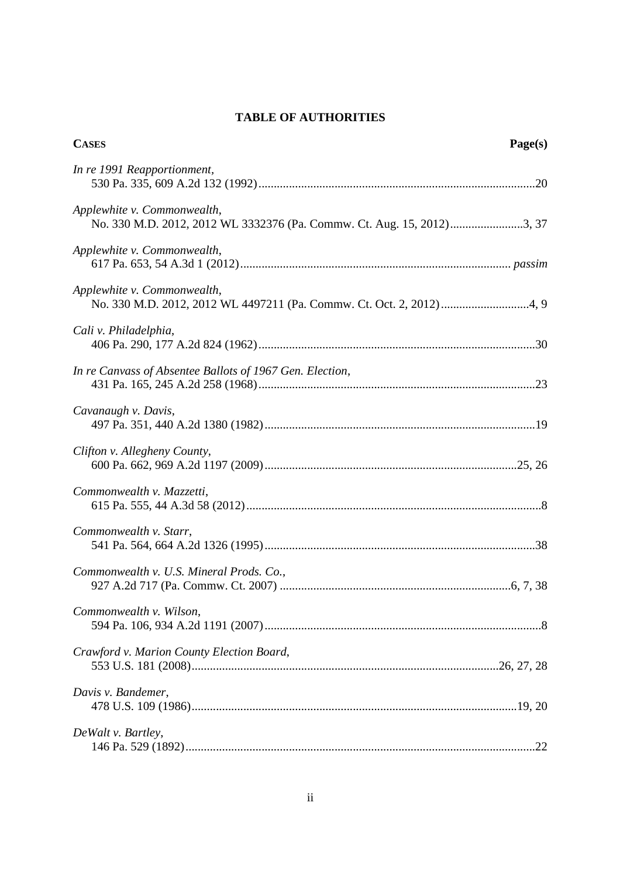## TABLE OF AUTHORITIES

**CASES** — **Page(s)**

*In re 1991 Reapportionment*,
530 Pa. 335, 609 A.2d 132 (1992) .......... 20

*Applewhite v. Commonwealth*,
No. 330 M.D. 2012, 2012 WL 3332376 (Pa. Commw. Ct. Aug. 15, 2012) .......... 3, 37

*Applewhite v. Commonwealth*,
617 Pa. 653, 54 A.3d 1 (2012) .......... *passim*

*Applewhite v. Commonwealth*,
No. 330 M.D. 2012, 2012 WL 4497211 (Pa. Commw. Ct. Oct. 2, 2012) .......... 4, 9

*Cali v. Philadelphia*,
406 Pa. 290, 177 A.2d 824 (1962) .......... 30

*In re Canvass of Absentee Ballots of 1967 Gen. Election*,
431 Pa. 165, 245 A.2d 258 (1968) .......... 23

*Cavanaugh v. Davis*,
497 Pa. 351, 440 A.2d 1380 (1982) .......... 19

*Clifton v. Allegheny County*,
600 Pa. 662, 969 A.2d 1197 (2009) .......... 25, 26

*Commonwealth v. Mazzetti*,
615 Pa. 555, 44 A.3d 58 (2012) .......... 8

*Commonwealth v. Starr*,
541 Pa. 564, 664 A.2d 1326 (1995) .......... 38

*Commonwealth v. U.S. Mineral Prods. Co.*,
927 A.2d 717 (Pa. Commw. Ct. 2007) .......... 6, 7, 38

*Commonwealth v. Wilson*,
594 Pa. 106, 934 A.2d 1191 (2007) .......... 8

*Crawford v. Marion County Election Board*,
553 U.S. 181 (2008) .......... 26, 27, 28

*Davis v. Bandemer*,
478 U.S. 109 (1986) .......... 19, 20

*DeWalt v. Bartley*,
146 Pa. 529 (1892) .......... 22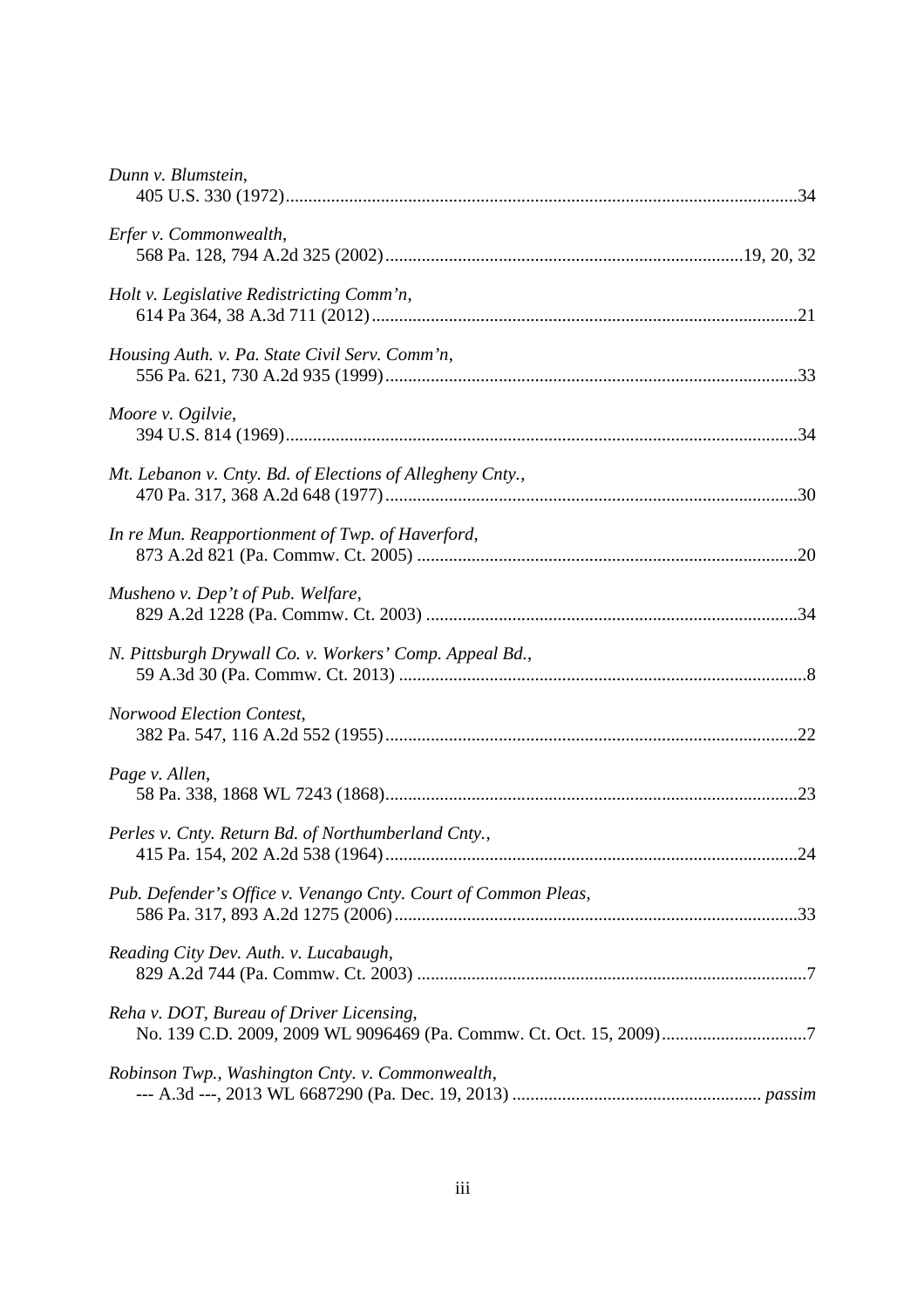*Dunn v. Blumstein*,
405 U.S. 330 (1972)................................................................................................................34

*Erfer v. Commonwealth*,
568 Pa. 128, 794 A.2d 325 (2002)..............................................................................19, 20, 32

*Holt v. Legislative Redistricting Comm'n*,
614 Pa 364, 38 A.3d 711 (2012).............................................................................................21

*Housing Auth. v. Pa. State Civil Serv. Comm'n*,
556 Pa. 621, 730 A.2d 935 (1999)..........................................................................................33

*Moore v. Ogilvie*,
394 U.S. 814 (1969)................................................................................................................34

*Mt. Lebanon v. Cnty. Bd. of Elections of Allegheny Cnty.*,
470 Pa. 317, 368 A.2d 648 (1977)..........................................................................................30

*In re Mun. Reapportionment of Twp. of Haverford*,
873 A.2d 821 (Pa. Commw. Ct. 2005) ...................................................................................20

*Musheno v. Dep't of Pub. Welfare*,
829 A.2d 1228 (Pa. Commw. Ct. 2003) .................................................................................34

*N. Pittsburgh Drywall Co. v. Workers' Comp. Appeal Bd.*,
59 A.3d 30 (Pa. Commw. Ct. 2013) .........................................................................................8

*Norwood Election Contest*,
382 Pa. 547, 116 A.2d 552 (1955)..........................................................................................22

*Page v. Allen*,
58 Pa. 338, 1868 WL 7243 (1868)..........................................................................................23

*Perles v. Cnty. Return Bd. of Northumberland Cnty.*,
415 Pa. 154, 202 A.2d 538 (1964)..........................................................................................24

*Pub. Defender's Office v. Venango Cnty. Court of Common Pleas*,
586 Pa. 317, 893 A.2d 1275 (2006)........................................................................................33

*Reading City Dev. Auth. v. Lucabaugh*,
829 A.2d 744 (Pa. Commw. Ct. 2003) .....................................................................................7

*Reha v. DOT, Bureau of Driver Licensing*,
No. 139 C.D. 2009, 2009 WL 9096469 (Pa. Commw. Ct. Oct. 15, 2009)................................7

*Robinson Twp., Washington Cnty. v. Commonwealth*,
--- A.3d ---, 2013 WL 6687290 (Pa. Dec. 19, 2013) ....................................................... *passim*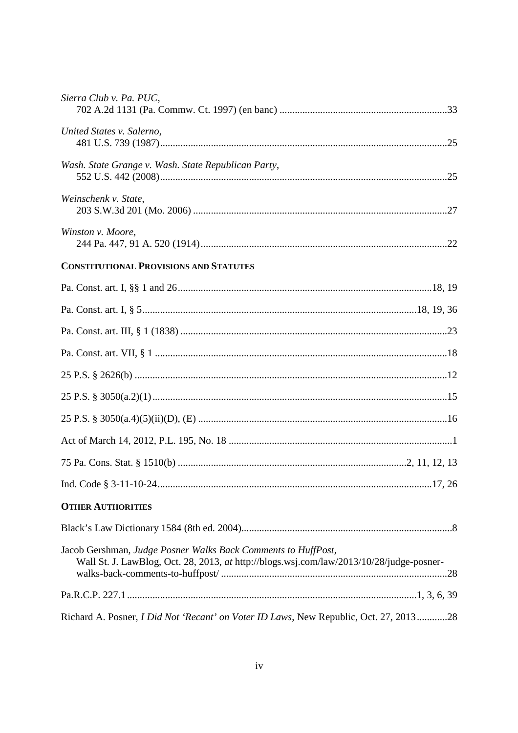*Sierra Club v. Pa. PUC*,
702 A.2d 1131 (Pa. Commw. Ct. 1997) (en banc) .................................................................33

*United States v. Salerno*,
481 U.S. 739 (1987)................................................................................................................25

*Wash. State Grange v. Wash. State Republican Party*,
552 U.S. 442 (2008)................................................................................................................25

*Weinschenk v. State*,
203 S.W.3d 201 (Mo. 2006) ...................................................................................................27

*Winston v. Moore*,
244 Pa. 447, 91 A. 520 (1914)................................................................................................22

**CONSTITUTIONAL PROVISIONS AND STATUTES**

Pa. Const. art. I, §§ 1 and 26...................................................................................................18, 19

Pa. Const. art. I, § 5..........................................................................................................18, 19, 36

Pa. Const. art. III, § 1 (1838) ........................................................................................................23

Pa. Const. art. VII, § 1 .................................................................................................................18

25 P.S. § 2626(b) .........................................................................................................................12

25 P.S. § 3050(a.2)(1)..................................................................................................................15

25 P.S. § 3050(a.4)(5)(ii)(D), (E) ................................................................................................16

Act of March 14, 2012, P.L. 195, No. 18 .......................................................................................1

75 Pa. Cons. Stat. § 1510(b) .........................................................................................2, 11, 12, 13

Ind. Code § 3-11-10-24...........................................................................................................17, 26

**OTHER AUTHORITIES**

Black's Law Dictionary 1584 (8th ed. 2004)..................................................................................8

Jacob Gershman, *Judge Posner Walks Back Comments to HuffPost*,
Wall St. J. LawBlog, Oct. 28, 2013, *at* http://blogs.wsj.com/law/2013/10/28/judge-posner-walks-back-comments-to-huffpost/ ........................................................................................28

Pa.R.C.P. 227.1 ................................................................................................................1, 3, 6, 39

Richard A. Posner, *I Did Not 'Recant' on Voter ID Laws*, New Republic, Oct. 27, 2013............28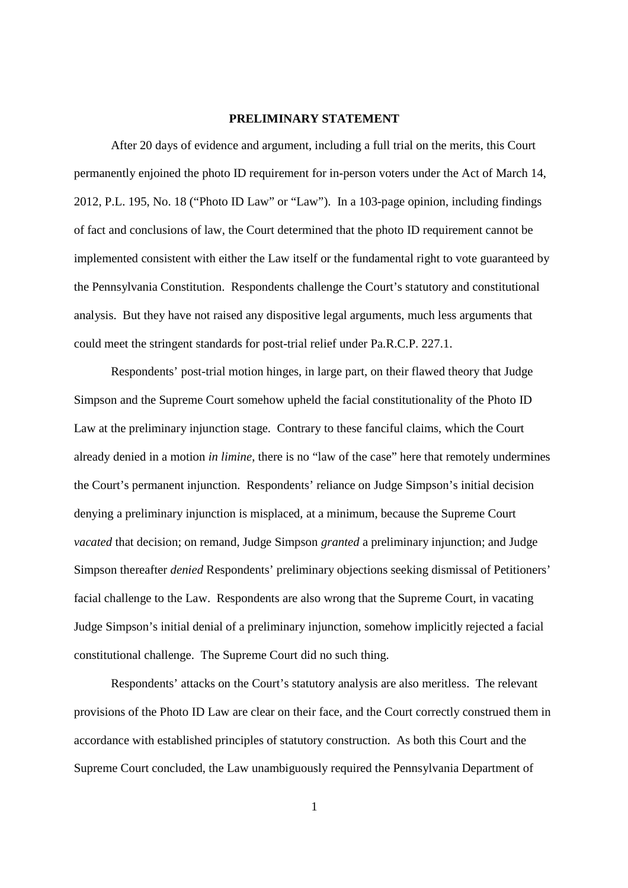## PRELIMINARY STATEMENT

After 20 days of evidence and argument, including a full trial on the merits, this Court permanently enjoined the photo ID requirement for in-person voters under the Act of March 14, 2012, P.L. 195, No. 18 ("Photo ID Law" or "Law"). In a 103-page opinion, including findings of fact and conclusions of law, the Court determined that the photo ID requirement cannot be implemented consistent with either the Law itself or the fundamental right to vote guaranteed by the Pennsylvania Constitution. Respondents challenge the Court's statutory and constitutional analysis. But they have not raised any dispositive legal arguments, much less arguments that could meet the stringent standards for post-trial relief under Pa.R.C.P. 227.1.

Respondents' post-trial motion hinges, in large part, on their flawed theory that Judge Simpson and the Supreme Court somehow upheld the facial constitutionality of the Photo ID Law at the preliminary injunction stage. Contrary to these fanciful claims, which the Court already denied in a motion *in limine*, there is no "law of the case" here that remotely undermines the Court's permanent injunction. Respondents' reliance on Judge Simpson's initial decision denying a preliminary injunction is misplaced, at a minimum, because the Supreme Court *vacated* that decision; on remand, Judge Simpson *granted* a preliminary injunction; and Judge Simpson thereafter *denied* Respondents' preliminary objections seeking dismissal of Petitioners' facial challenge to the Law. Respondents are also wrong that the Supreme Court, in vacating Judge Simpson's initial denial of a preliminary injunction, somehow implicitly rejected a facial constitutional challenge. The Supreme Court did no such thing.

Respondents' attacks on the Court's statutory analysis are also meritless. The relevant provisions of the Photo ID Law are clear on their face, and the Court correctly construed them in accordance with established principles of statutory construction. As both this Court and the Supreme Court concluded, the Law unambiguously required the Pennsylvania Department of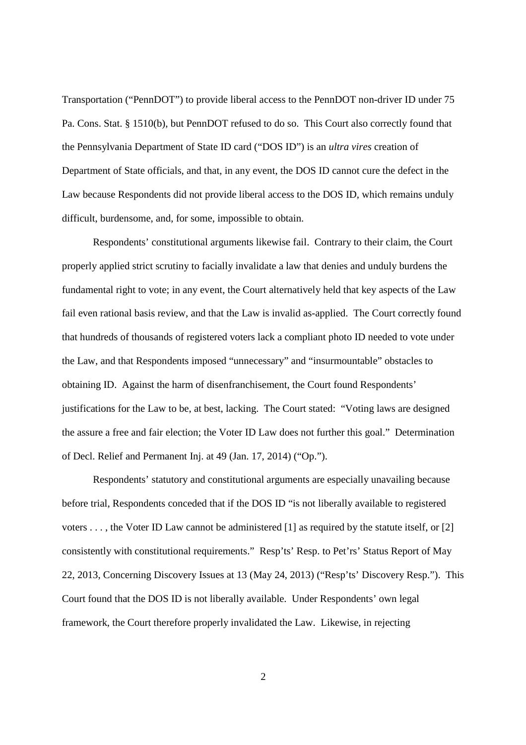Transportation ("PennDOT") to provide liberal access to the PennDOT non-driver ID under 75 Pa. Cons. Stat. § 1510(b), but PennDOT refused to do so. This Court also correctly found that the Pennsylvania Department of State ID card ("DOS ID") is an *ultra vires* creation of Department of State officials, and that, in any event, the DOS ID cannot cure the defect in the Law because Respondents did not provide liberal access to the DOS ID, which remains unduly difficult, burdensome, and, for some, impossible to obtain.

Respondents' constitutional arguments likewise fail. Contrary to their claim, the Court properly applied strict scrutiny to facially invalidate a law that denies and unduly burdens the fundamental right to vote; in any event, the Court alternatively held that key aspects of the Law fail even rational basis review, and that the Law is invalid as-applied. The Court correctly found that hundreds of thousands of registered voters lack a compliant photo ID needed to vote under the Law, and that Respondents imposed "unnecessary" and "insurmountable" obstacles to obtaining ID. Against the harm of disenfranchisement, the Court found Respondents' justifications for the Law to be, at best, lacking. The Court stated: "Voting laws are designed the assure a free and fair election; the Voter ID Law does not further this goal." Determination of Decl. Relief and Permanent Inj. at 49 (Jan. 17, 2014) ("Op.").

Respondents' statutory and constitutional arguments are especially unavailing because before trial, Respondents conceded that if the DOS ID "is not liberally available to registered voters . . . , the Voter ID Law cannot be administered [1] as required by the statute itself, or [2] consistently with constitutional requirements." Resp'ts' Resp. to Pet'rs' Status Report of May 22, 2013, Concerning Discovery Issues at 13 (May 24, 2013) ("Resp'ts' Discovery Resp."). This Court found that the DOS ID is not liberally available. Under Respondents' own legal framework, the Court therefore properly invalidated the Law. Likewise, in rejecting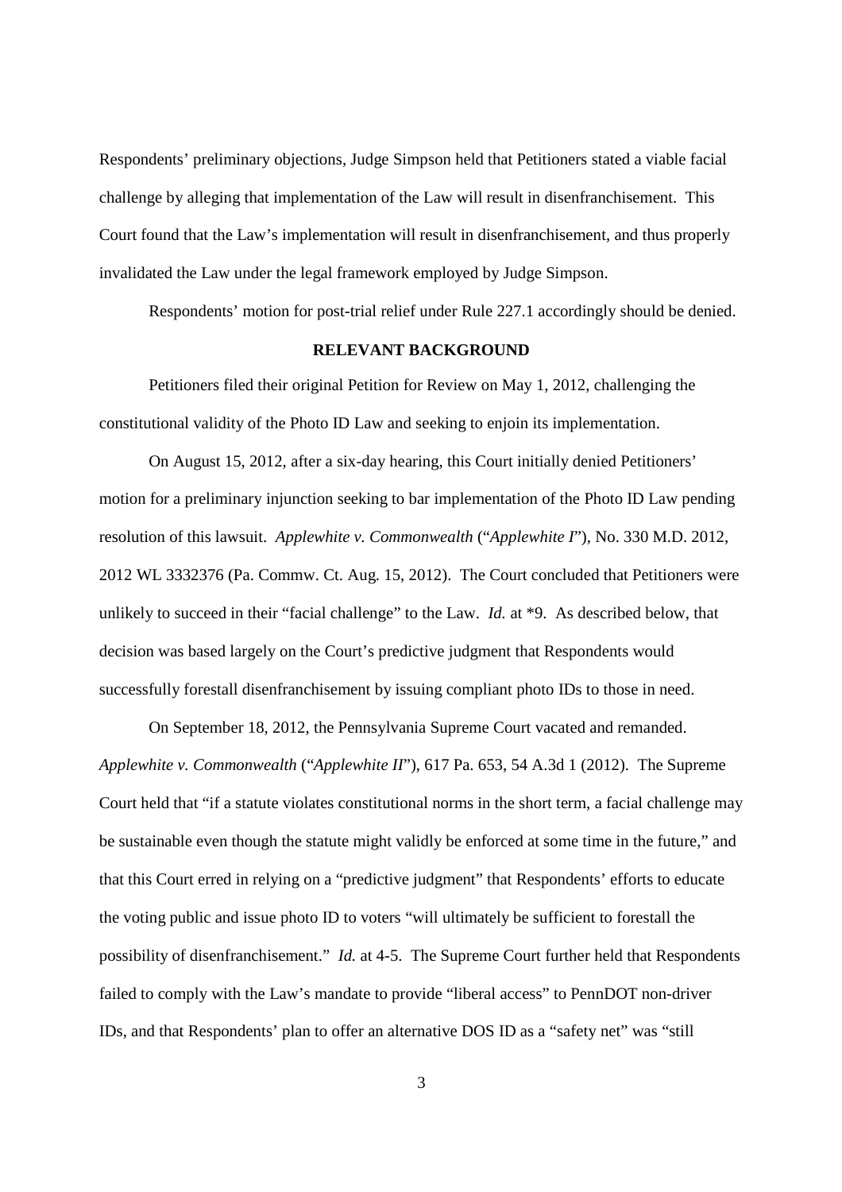Respondents' preliminary objections, Judge Simpson held that Petitioners stated a viable facial challenge by alleging that implementation of the Law will result in disenfranchisement. This Court found that the Law's implementation will result in disenfranchisement, and thus properly invalidated the Law under the legal framework employed by Judge Simpson.

Respondents' motion for post-trial relief under Rule 227.1 accordingly should be denied.

## RELEVANT BACKGROUND

Petitioners filed their original Petition for Review on May 1, 2012, challenging the constitutional validity of the Photo ID Law and seeking to enjoin its implementation.

On August 15, 2012, after a six-day hearing, this Court initially denied Petitioners' motion for a preliminary injunction seeking to bar implementation of the Photo ID Law pending resolution of this lawsuit. *Applewhite v. Commonwealth* ("*Applewhite I*"), No. 330 M.D. 2012, 2012 WL 3332376 (Pa. Commw. Ct. Aug. 15, 2012). The Court concluded that Petitioners were unlikely to succeed in their "facial challenge" to the Law. *Id.* at *9. As described below, that decision was based largely on the Court's predictive judgment that Respondents would successfully forestall disenfranchisement by issuing compliant photo IDs to those in need.

On September 18, 2012, the Pennsylvania Supreme Court vacated and remanded. *Applewhite v. Commonwealth* ("*Applewhite II*"), 617 Pa. 653, 54 A.3d 1 (2012). The Supreme Court held that "if a statute violates constitutional norms in the short term, a facial challenge may be sustainable even though the statute might validly be enforced at some time in the future," and that this Court erred in relying on a "predictive judgment" that Respondents' efforts to educate the voting public and issue photo ID to voters "will ultimately be sufficient to forestall the possibility of disenfranchisement." *Id.* at 4-5. The Supreme Court further held that Respondents failed to comply with the Law's mandate to provide "liberal access" to PennDOT non-driver IDs, and that Respondents' plan to offer an alternative DOS ID as a "safety net" was "still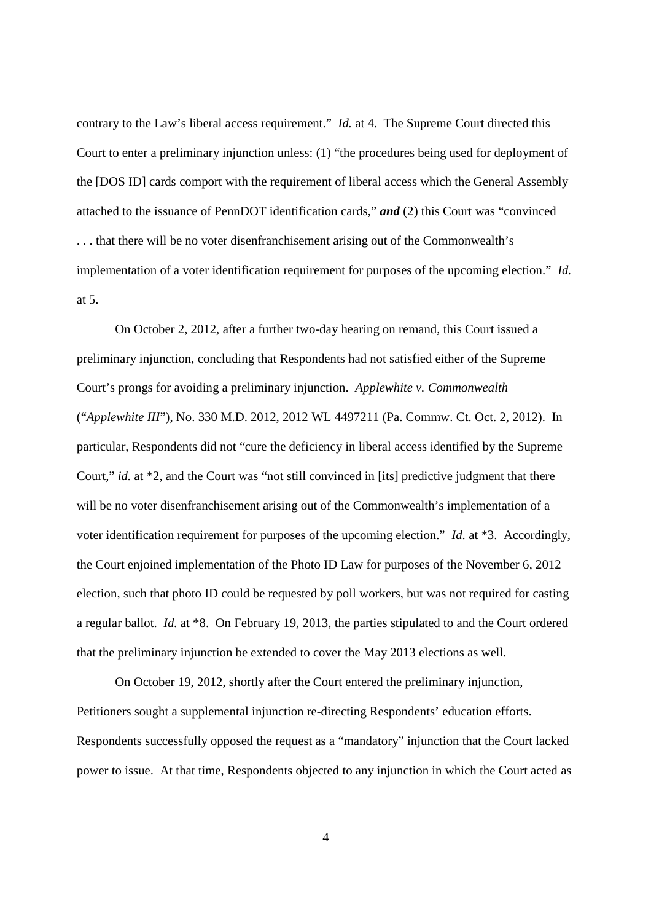contrary to the Law's liberal access requirement." *Id.* at 4. The Supreme Court directed this Court to enter a preliminary injunction unless: (1) "the procedures being used for deployment of the [DOS ID] cards comport with the requirement of liberal access which the General Assembly attached to the issuance of PennDOT identification cards," ***and*** (2) this Court was "convinced . . . that there will be no voter disenfranchisement arising out of the Commonwealth's implementation of a voter identification requirement for purposes of the upcoming election." *Id.* at 5.

On October 2, 2012, after a further two-day hearing on remand, this Court issued a preliminary injunction, concluding that Respondents had not satisfied either of the Supreme Court's prongs for avoiding a preliminary injunction. *Applewhite v. Commonwealth* ("*Applewhite III*"), No. 330 M.D. 2012, 2012 WL 4497211 (Pa. Commw. Ct. Oct. 2, 2012). In particular, Respondents did not "cure the deficiency in liberal access identified by the Supreme Court," *id.* at *2, and the Court was "not still convinced in [its] predictive judgment that there will be no voter disenfranchisement arising out of the Commonwealth's implementation of a voter identification requirement for purposes of the upcoming election." *Id.* at *3. Accordingly, the Court enjoined implementation of the Photo ID Law for purposes of the November 6, 2012 election, such that photo ID could be requested by poll workers, but was not required for casting a regular ballot. *Id.* at *8. On February 19, 2013, the parties stipulated to and the Court ordered that the preliminary injunction be extended to cover the May 2013 elections as well.

On October 19, 2012, shortly after the Court entered the preliminary injunction, Petitioners sought a supplemental injunction re-directing Respondents' education efforts. Respondents successfully opposed the request as a "mandatory" injunction that the Court lacked power to issue. At that time, Respondents objected to any injunction in which the Court acted as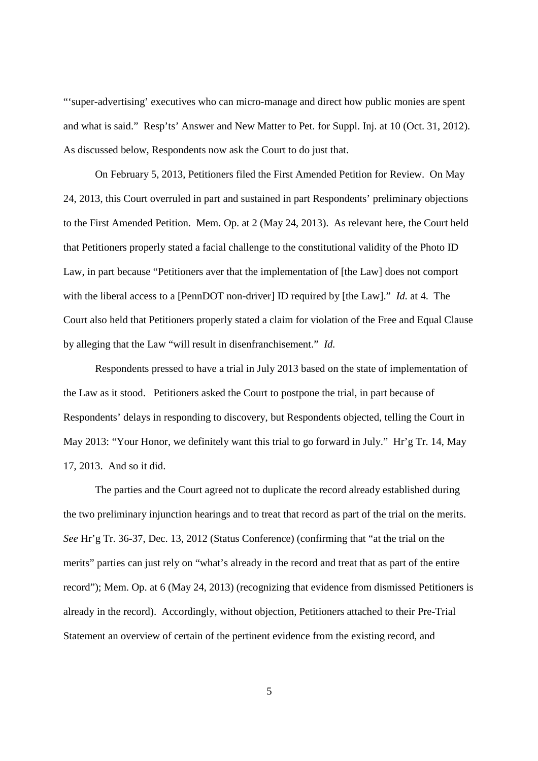"'super-advertising' executives who can micro-manage and direct how public monies are spent and what is said." Resp'ts' Answer and New Matter to Pet. for Suppl. Inj. at 10 (Oct. 31, 2012). As discussed below, Respondents now ask the Court to do just that.

On February 5, 2013, Petitioners filed the First Amended Petition for Review. On May 24, 2013, this Court overruled in part and sustained in part Respondents' preliminary objections to the First Amended Petition. Mem. Op. at 2 (May 24, 2013). As relevant here, the Court held that Petitioners properly stated a facial challenge to the constitutional validity of the Photo ID Law, in part because "Petitioners aver that the implementation of [the Law] does not comport with the liberal access to a [PennDOT non-driver] ID required by [the Law]." *Id.* at 4. The Court also held that Petitioners properly stated a claim for violation of the Free and Equal Clause by alleging that the Law "will result in disenfranchisement." *Id.*

Respondents pressed to have a trial in July 2013 based on the state of implementation of the Law as it stood. Petitioners asked the Court to postpone the trial, in part because of Respondents' delays in responding to discovery, but Respondents objected, telling the Court in May 2013: "Your Honor, we definitely want this trial to go forward in July." Hr'g Tr. 14, May 17, 2013. And so it did.

The parties and the Court agreed not to duplicate the record already established during the two preliminary injunction hearings and to treat that record as part of the trial on the merits. *See* Hr'g Tr. 36-37, Dec. 13, 2012 (Status Conference) (confirming that "at the trial on the merits" parties can just rely on "what's already in the record and treat that as part of the entire record"); Mem. Op. at 6 (May 24, 2013) (recognizing that evidence from dismissed Petitioners is already in the record). Accordingly, without objection, Petitioners attached to their Pre-Trial Statement an overview of certain of the pertinent evidence from the existing record, and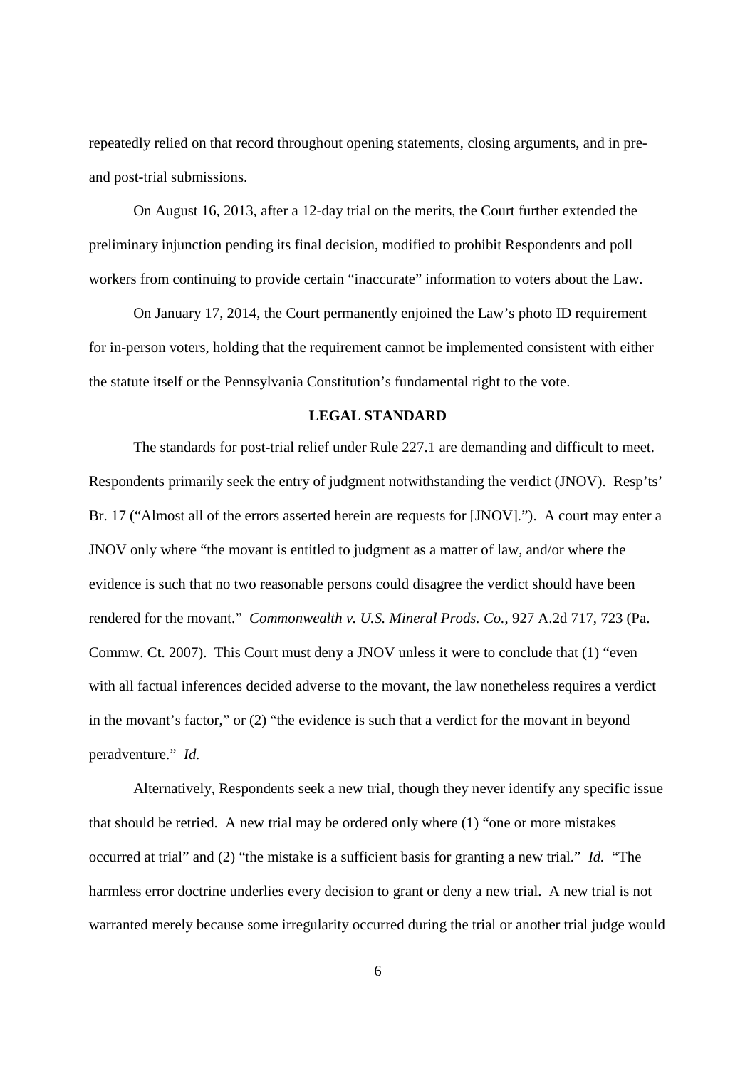repeatedly relied on that record throughout opening statements, closing arguments, and in pre- and post-trial submissions.

On August 16, 2013, after a 12-day trial on the merits, the Court further extended the preliminary injunction pending its final decision, modified to prohibit Respondents and poll workers from continuing to provide certain "inaccurate" information to voters about the Law.

On January 17, 2014, the Court permanently enjoined the Law's photo ID requirement for in-person voters, holding that the requirement cannot be implemented consistent with either the statute itself or the Pennsylvania Constitution's fundamental right to the vote.

## LEGAL STANDARD

The standards for post-trial relief under Rule 227.1 are demanding and difficult to meet. Respondents primarily seek the entry of judgment notwithstanding the verdict (JNOV). Resp'ts' Br. 17 ("Almost all of the errors asserted herein are requests for [JNOV]."). A court may enter a JNOV only where "the movant is entitled to judgment as a matter of law, and/or where the evidence is such that no two reasonable persons could disagree the verdict should have been rendered for the movant." *Commonwealth v. U.S. Mineral Prods. Co.*, 927 A.2d 717, 723 (Pa. Commw. Ct. 2007). This Court must deny a JNOV unless it were to conclude that (1) "even with all factual inferences decided adverse to the movant, the law nonetheless requires a verdict in the movant's factor," or (2) "the evidence is such that a verdict for the movant in beyond peradventure." *Id.*

Alternatively, Respondents seek a new trial, though they never identify any specific issue that should be retried. A new trial may be ordered only where (1) "one or more mistakes occurred at trial" and (2) "the mistake is a sufficient basis for granting a new trial." *Id.* "The harmless error doctrine underlies every decision to grant or deny a new trial. A new trial is not warranted merely because some irregularity occurred during the trial or another trial judge would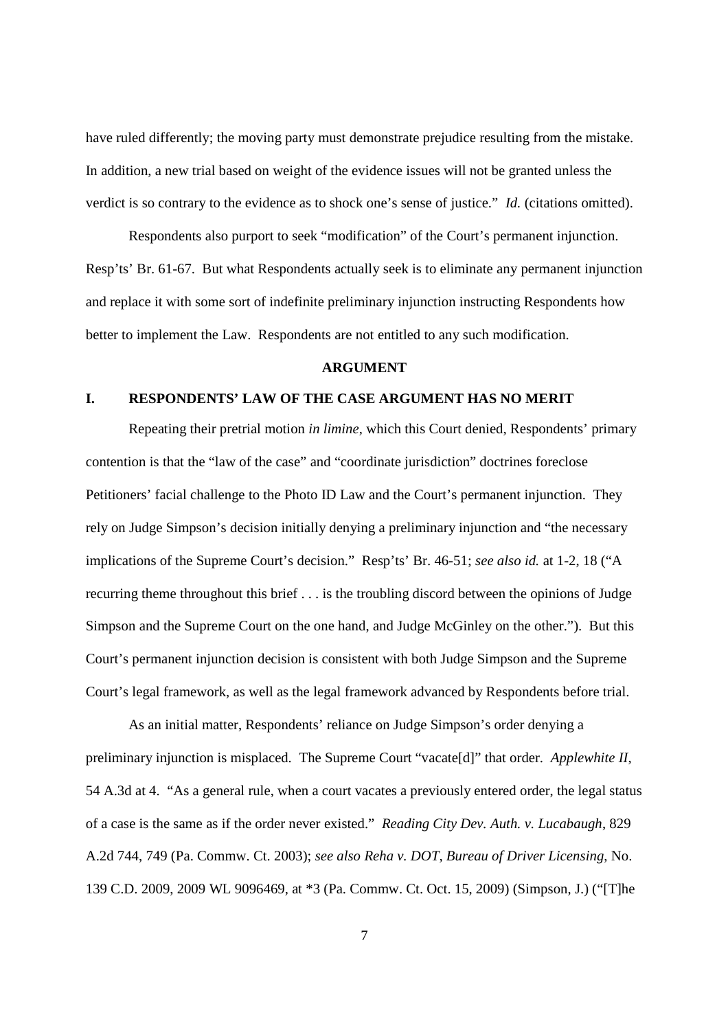have ruled differently; the moving party must demonstrate prejudice resulting from the mistake. In addition, a new trial based on weight of the evidence issues will not be granted unless the verdict is so contrary to the evidence as to shock one's sense of justice." *Id.* (citations omitted).

Respondents also purport to seek "modification" of the Court's permanent injunction. Resp'ts' Br. 61-67. But what Respondents actually seek is to eliminate any permanent injunction and replace it with some sort of indefinite preliminary injunction instructing Respondents how better to implement the Law. Respondents are not entitled to any such modification.

## ARGUMENT

### I. RESPONDENTS' LAW OF THE CASE ARGUMENT HAS NO MERIT

Repeating their pretrial motion *in limine*, which this Court denied, Respondents' primary contention is that the "law of the case" and "coordinate jurisdiction" doctrines foreclose Petitioners' facial challenge to the Photo ID Law and the Court's permanent injunction. They rely on Judge Simpson's decision initially denying a preliminary injunction and "the necessary implications of the Supreme Court's decision." Resp'ts' Br. 46-51; *see also id.* at 1-2, 18 ("A recurring theme throughout this brief . . . is the troubling discord between the opinions of Judge Simpson and the Supreme Court on the one hand, and Judge McGinley on the other."). But this Court's permanent injunction decision is consistent with both Judge Simpson and the Supreme Court's legal framework, as well as the legal framework advanced by Respondents before trial.

As an initial matter, Respondents' reliance on Judge Simpson's order denying a preliminary injunction is misplaced. The Supreme Court "vacate[d]" that order. *Applewhite II*, 54 A.3d at 4. "As a general rule, when a court vacates a previously entered order, the legal status of a case is the same as if the order never existed." *Reading City Dev. Auth. v. Lucabaugh*, 829 A.2d 744, 749 (Pa. Commw. Ct. 2003); *see also Reha v. DOT, Bureau of Driver Licensing*, No. 139 C.D. 2009, 2009 WL 9096469, at *3 (Pa. Commw. Ct. Oct. 15, 2009) (Simpson, J.) ("[T]he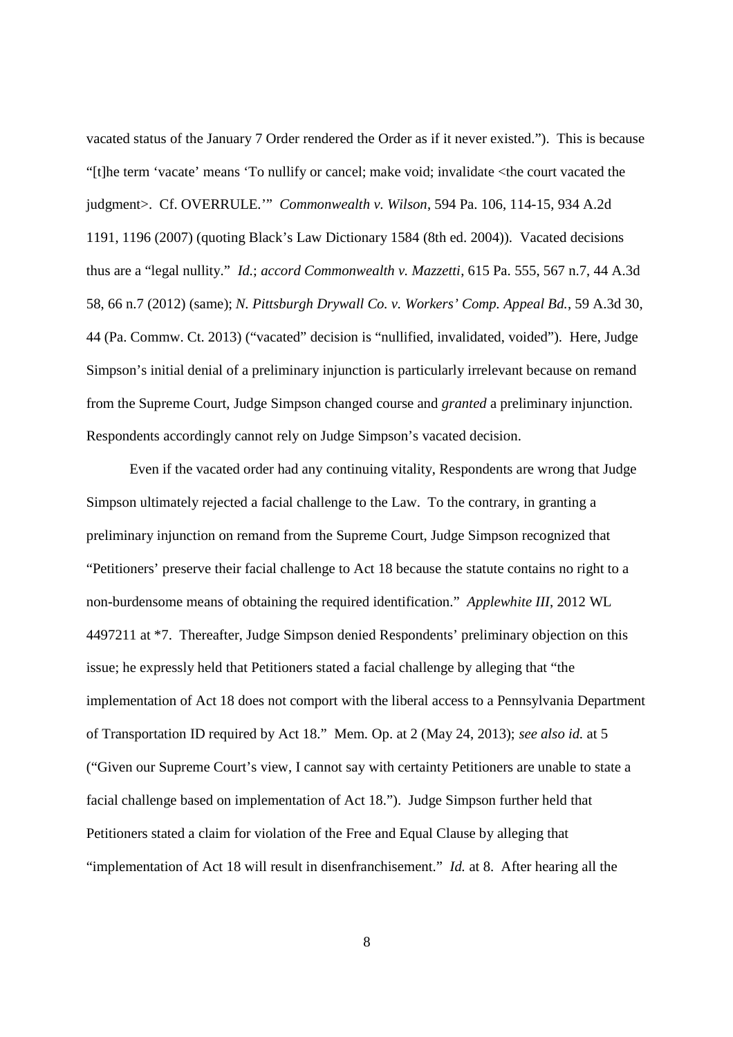vacated status of the January 7 Order rendered the Order as if it never existed."). This is because "[t]he term 'vacate' means 'To nullify or cancel; make void; invalidate <the court vacated the judgment>. Cf. OVERRULE.'" *Commonwealth v. Wilson*, 594 Pa. 106, 114-15, 934 A.2d 1191, 1196 (2007) (quoting Black's Law Dictionary 1584 (8th ed. 2004)). Vacated decisions thus are a "legal nullity." *Id.*; *accord Commonwealth v. Mazzetti*, 615 Pa. 555, 567 n.7, 44 A.3d 58, 66 n.7 (2012) (same); *N. Pittsburgh Drywall Co. v. Workers' Comp. Appeal Bd.*, 59 A.3d 30, 44 (Pa. Commw. Ct. 2013) ("vacated" decision is "nullified, invalidated, voided"). Here, Judge Simpson's initial denial of a preliminary injunction is particularly irrelevant because on remand from the Supreme Court, Judge Simpson changed course and *granted* a preliminary injunction. Respondents accordingly cannot rely on Judge Simpson's vacated decision.

Even if the vacated order had any continuing vitality, Respondents are wrong that Judge Simpson ultimately rejected a facial challenge to the Law. To the contrary, in granting a preliminary injunction on remand from the Supreme Court, Judge Simpson recognized that "Petitioners' preserve their facial challenge to Act 18 because the statute contains no right to a non-burdensome means of obtaining the required identification." *Applewhite III*, 2012 WL 4497211 at *7. Thereafter, Judge Simpson denied Respondents' preliminary objection on this issue; he expressly held that Petitioners stated a facial challenge by alleging that "the implementation of Act 18 does not comport with the liberal access to a Pennsylvania Department of Transportation ID required by Act 18." Mem. Op. at 2 (May 24, 2013); *see also id.* at 5 ("Given our Supreme Court's view, I cannot say with certainty Petitioners are unable to state a facial challenge based on implementation of Act 18."). Judge Simpson further held that Petitioners stated a claim for violation of the Free and Equal Clause by alleging that "implementation of Act 18 will result in disenfranchisement." *Id.* at 8. After hearing all the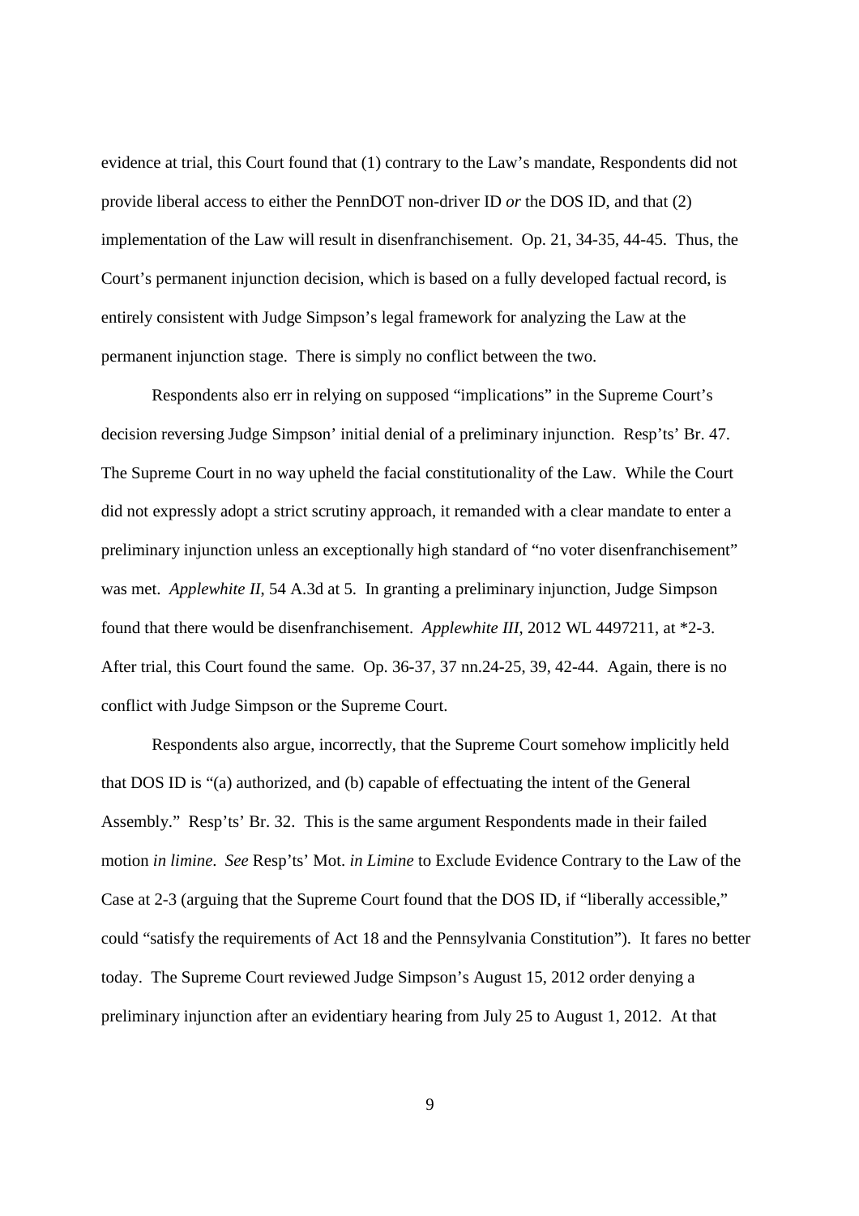evidence at trial, this Court found that (1) contrary to the Law's mandate, Respondents did not provide liberal access to either the PennDOT non-driver ID *or* the DOS ID, and that (2) implementation of the Law will result in disenfranchisement. Op. 21, 34-35, 44-45. Thus, the Court's permanent injunction decision, which is based on a fully developed factual record, is entirely consistent with Judge Simpson's legal framework for analyzing the Law at the permanent injunction stage. There is simply no conflict between the two.

Respondents also err in relying on supposed "implications" in the Supreme Court's decision reversing Judge Simpson' initial denial of a preliminary injunction. Resp'ts' Br. 47. The Supreme Court in no way upheld the facial constitutionality of the Law. While the Court did not expressly adopt a strict scrutiny approach, it remanded with a clear mandate to enter a preliminary injunction unless an exceptionally high standard of "no voter disenfranchisement" was met. *Applewhite II*, 54 A.3d at 5. In granting a preliminary injunction, Judge Simpson found that there would be disenfranchisement. *Applewhite III*, 2012 WL 4497211, at *2-3. After trial, this Court found the same. Op. 36-37, 37 nn.24-25, 39, 42-44. Again, there is no conflict with Judge Simpson or the Supreme Court.

Respondents also argue, incorrectly, that the Supreme Court somehow implicitly held that DOS ID is "(a) authorized, and (b) capable of effectuating the intent of the General Assembly." Resp'ts' Br. 32. This is the same argument Respondents made in their failed motion *in limine*. *See* Resp'ts' Mot. *in Limine* to Exclude Evidence Contrary to the Law of the Case at 2-3 (arguing that the Supreme Court found that the DOS ID, if "liberally accessible," could "satisfy the requirements of Act 18 and the Pennsylvania Constitution"). It fares no better today. The Supreme Court reviewed Judge Simpson's August 15, 2012 order denying a preliminary injunction after an evidentiary hearing from July 25 to August 1, 2012. At that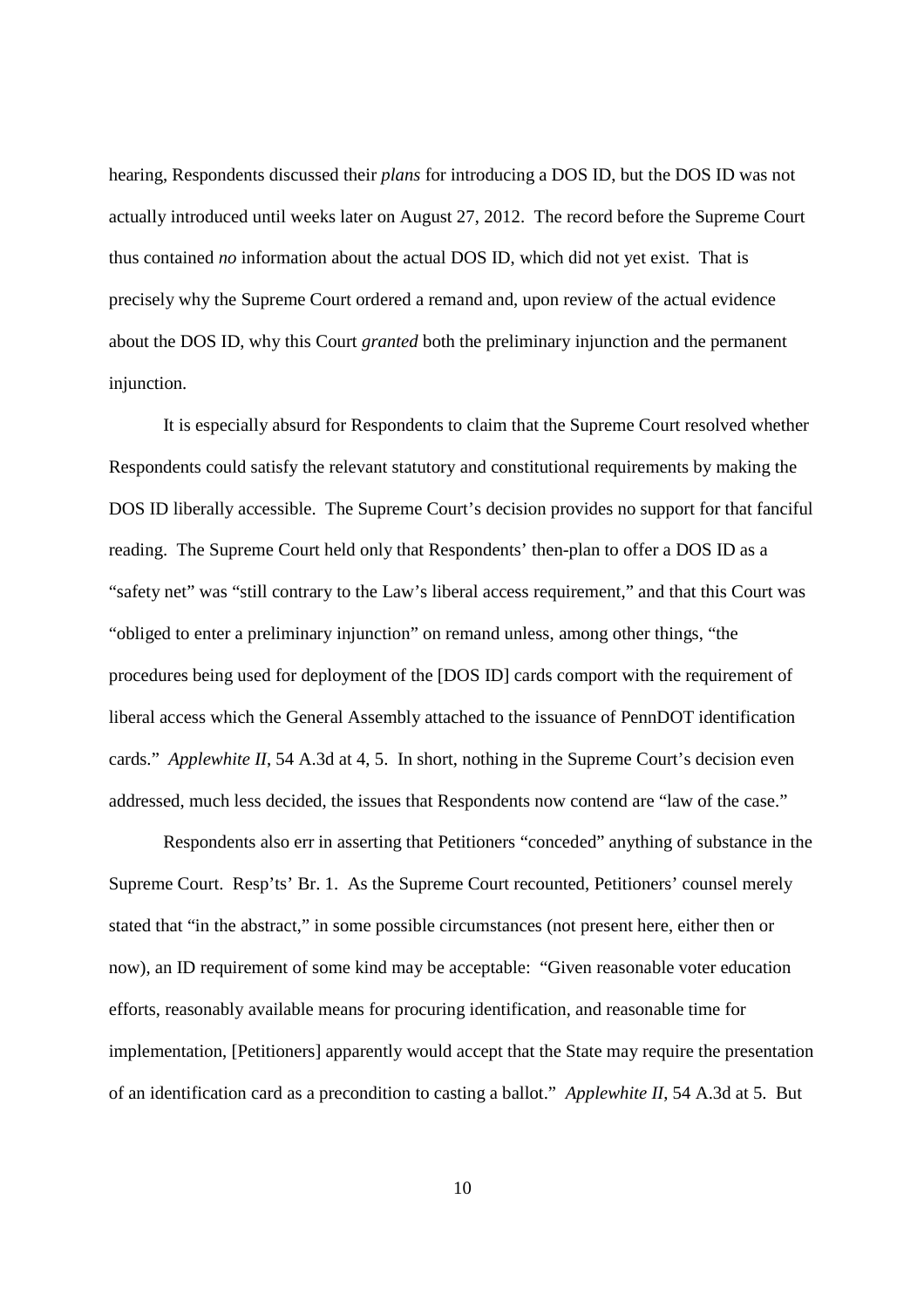hearing, Respondents discussed their *plans* for introducing a DOS ID, but the DOS ID was not actually introduced until weeks later on August 27, 2012. The record before the Supreme Court thus contained *no* information about the actual DOS ID, which did not yet exist. That is precisely why the Supreme Court ordered a remand and, upon review of the actual evidence about the DOS ID, why this Court *granted* both the preliminary injunction and the permanent injunction.

It is especially absurd for Respondents to claim that the Supreme Court resolved whether Respondents could satisfy the relevant statutory and constitutional requirements by making the DOS ID liberally accessible. The Supreme Court's decision provides no support for that fanciful reading. The Supreme Court held only that Respondents' then-plan to offer a DOS ID as a "safety net" was "still contrary to the Law's liberal access requirement," and that this Court was "obliged to enter a preliminary injunction" on remand unless, among other things, "the procedures being used for deployment of the [DOS ID] cards comport with the requirement of liberal access which the General Assembly attached to the issuance of PennDOT identification cards." *Applewhite II*, 54 A.3d at 4, 5. In short, nothing in the Supreme Court's decision even addressed, much less decided, the issues that Respondents now contend are "law of the case."

Respondents also err in asserting that Petitioners "conceded" anything of substance in the Supreme Court. Resp'ts' Br. 1. As the Supreme Court recounted, Petitioners' counsel merely stated that "in the abstract," in some possible circumstances (not present here, either then or now), an ID requirement of some kind may be acceptable: "Given reasonable voter education efforts, reasonably available means for procuring identification, and reasonable time for implementation, [Petitioners] apparently would accept that the State may require the presentation of an identification card as a precondition to casting a ballot." *Applewhite II*, 54 A.3d at 5. But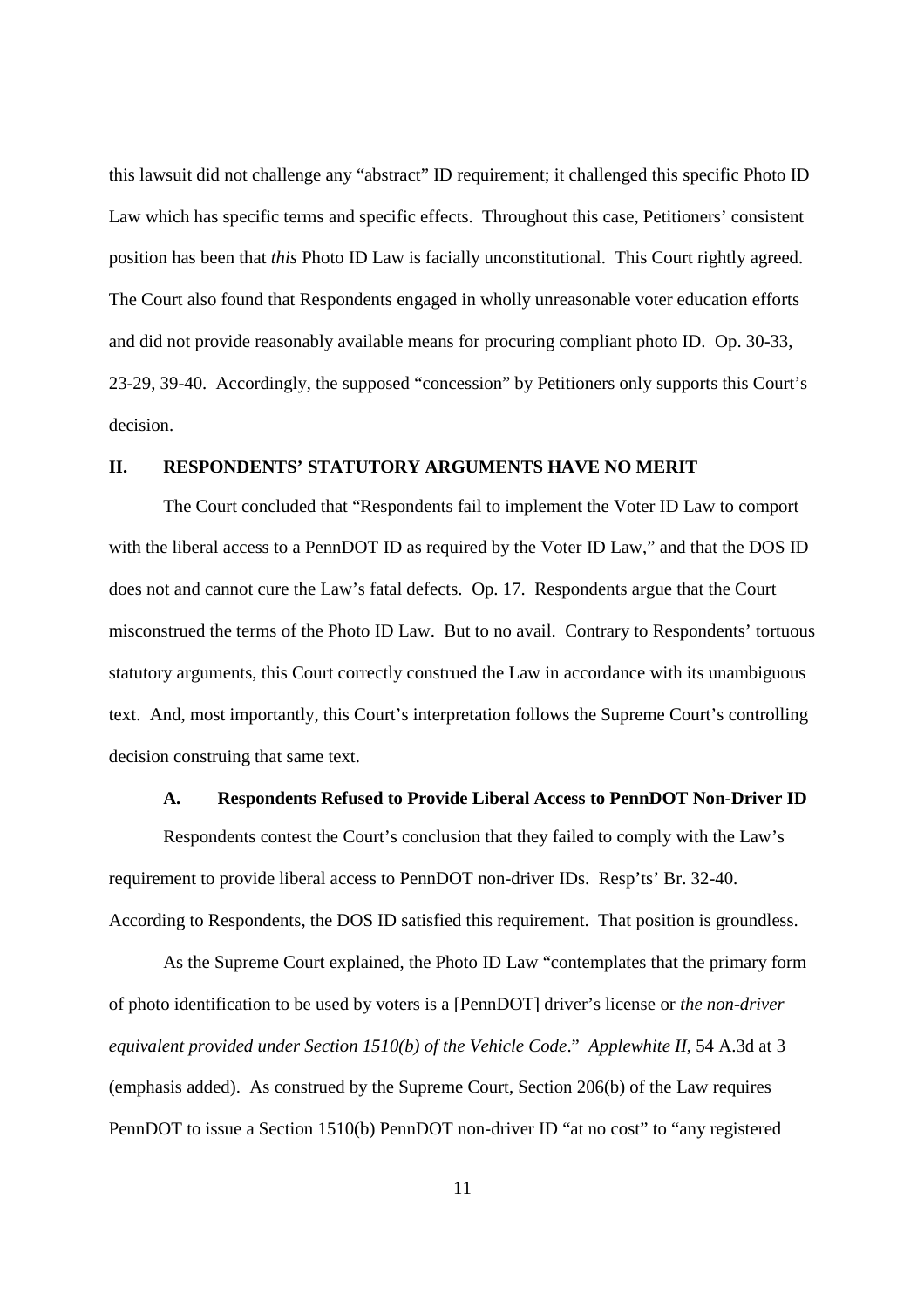this lawsuit did not challenge any "abstract" ID requirement; it challenged this specific Photo ID Law which has specific terms and specific effects. Throughout this case, Petitioners' consistent position has been that *this* Photo ID Law is facially unconstitutional. This Court rightly agreed. The Court also found that Respondents engaged in wholly unreasonable voter education efforts and did not provide reasonably available means for procuring compliant photo ID. Op. 30-33, 23-29, 39-40. Accordingly, the supposed "concession" by Petitioners only supports this Court's decision.

## II. RESPONDENTS' STATUTORY ARGUMENTS HAVE NO MERIT

The Court concluded that "Respondents fail to implement the Voter ID Law to comport with the liberal access to a PennDOT ID as required by the Voter ID Law," and that the DOS ID does not and cannot cure the Law's fatal defects. Op. 17. Respondents argue that the Court misconstrued the terms of the Photo ID Law. But to no avail. Contrary to Respondents' tortuous statutory arguments, this Court correctly construed the Law in accordance with its unambiguous text. And, most importantly, this Court's interpretation follows the Supreme Court's controlling decision construing that same text.

### A. Respondents Refused to Provide Liberal Access to PennDOT Non-Driver ID

Respondents contest the Court's conclusion that they failed to comply with the Law's requirement to provide liberal access to PennDOT non-driver IDs. Resp'ts' Br. 32-40. According to Respondents, the DOS ID satisfied this requirement. That position is groundless.

As the Supreme Court explained, the Photo ID Law "contemplates that the primary form of photo identification to be used by voters is a [PennDOT] driver's license or *the non-driver equivalent provided under Section 1510(b) of the Vehicle Code*." *Applewhite II*, 54 A.3d at 3 (emphasis added). As construed by the Supreme Court, Section 206(b) of the Law requires PennDOT to issue a Section 1510(b) PennDOT non-driver ID "at no cost" to "any registered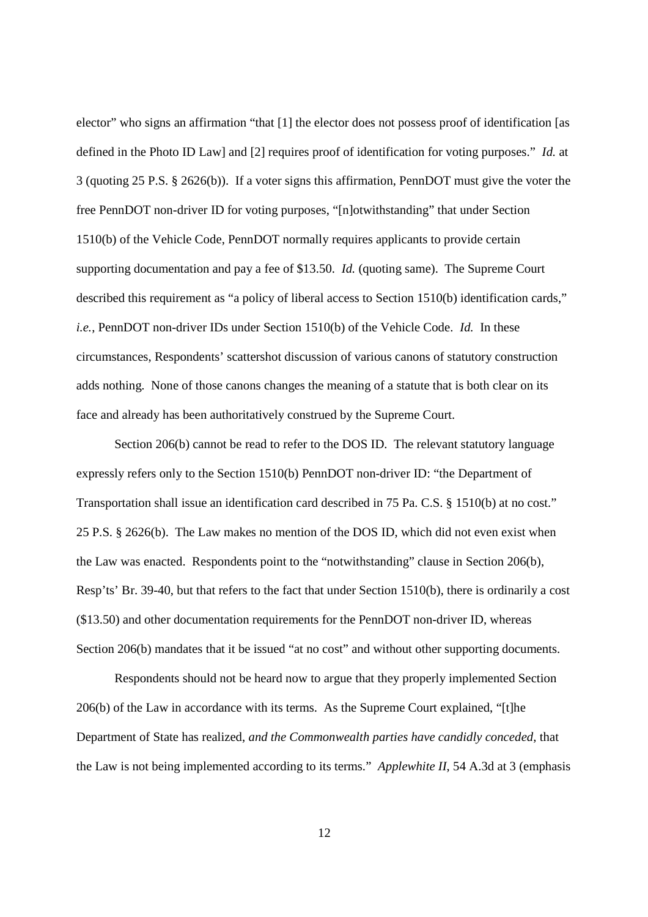elector" who signs an affirmation "that [1] the elector does not possess proof of identification [as defined in the Photo ID Law] and [2] requires proof of identification for voting purposes." *Id.* at 3 (quoting 25 P.S. § 2626(b)). If a voter signs this affirmation, PennDOT must give the voter the free PennDOT non-driver ID for voting purposes, "[n]otwithstanding" that under Section 1510(b) of the Vehicle Code, PennDOT normally requires applicants to provide certain supporting documentation and pay a fee of $13.50. *Id.* (quoting same). The Supreme Court described this requirement as "a policy of liberal access to Section 1510(b) identification cards," *i.e.*, PennDOT non-driver IDs under Section 1510(b) of the Vehicle Code. *Id.* In these circumstances, Respondents' scattershot discussion of various canons of statutory construction adds nothing. None of those canons changes the meaning of a statute that is both clear on its face and already has been authoritatively construed by the Supreme Court.

Section 206(b) cannot be read to refer to the DOS ID. The relevant statutory language expressly refers only to the Section 1510(b) PennDOT non-driver ID: "the Department of Transportation shall issue an identification card described in 75 Pa. C.S. § 1510(b) at no cost." 25 P.S. § 2626(b). The Law makes no mention of the DOS ID, which did not even exist when the Law was enacted. Respondents point to the "notwithstanding" clause in Section 206(b), Resp'ts' Br. 39-40, but that refers to the fact that under Section 1510(b), there is ordinarily a cost ($13.50) and other documentation requirements for the PennDOT non-driver ID, whereas Section 206(b) mandates that it be issued "at no cost" and without other supporting documents.

Respondents should not be heard now to argue that they properly implemented Section 206(b) of the Law in accordance with its terms. As the Supreme Court explained, "[t]he Department of State has realized, *and the Commonwealth parties have candidly conceded*, that the Law is not being implemented according to its terms." *Applewhite II*, 54 A.3d at 3 (emphasis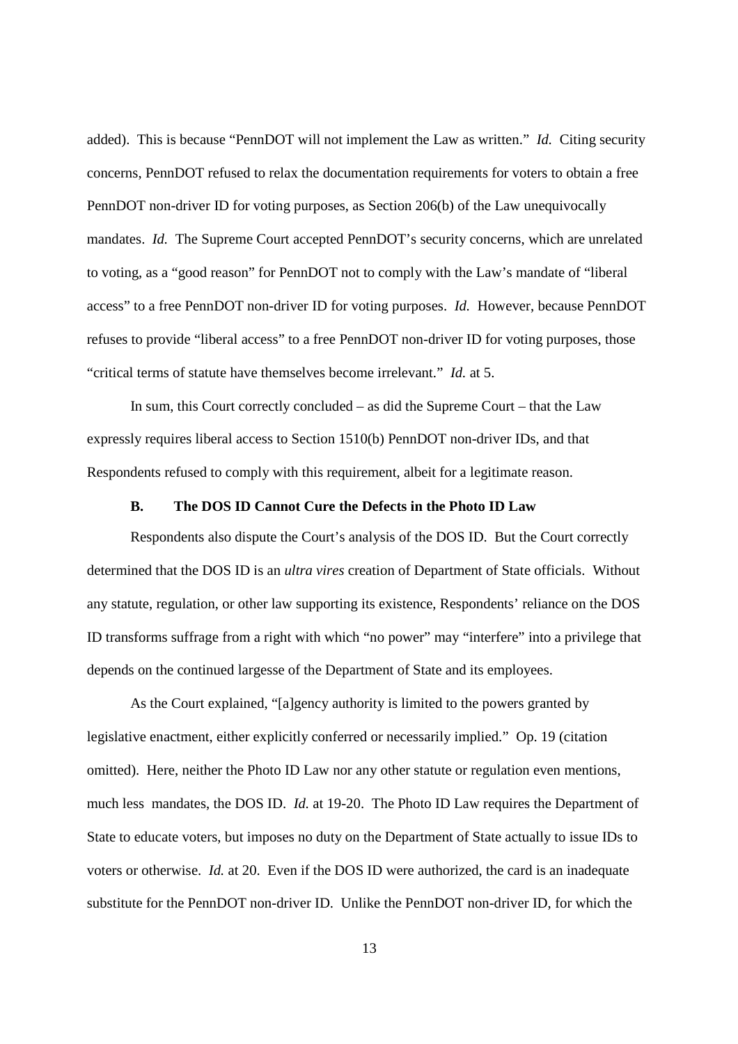added). This is because "PennDOT will not implement the Law as written." *Id.* Citing security concerns, PennDOT refused to relax the documentation requirements for voters to obtain a free PennDOT non-driver ID for voting purposes, as Section 206(b) of the Law unequivocally mandates. *Id.* The Supreme Court accepted PennDOT's security concerns, which are unrelated to voting, as a "good reason" for PennDOT not to comply with the Law's mandate of "liberal access" to a free PennDOT non-driver ID for voting purposes. *Id.* However, because PennDOT refuses to provide "liberal access" to a free PennDOT non-driver ID for voting purposes, those "critical terms of statute have themselves become irrelevant." *Id.* at 5.

In sum, this Court correctly concluded – as did the Supreme Court – that the Law expressly requires liberal access to Section 1510(b) PennDOT non-driver IDs, and that Respondents refused to comply with this requirement, albeit for a legitimate reason.

### B. The DOS ID Cannot Cure the Defects in the Photo ID Law

Respondents also dispute the Court's analysis of the DOS ID. But the Court correctly determined that the DOS ID is an *ultra vires* creation of Department of State officials. Without any statute, regulation, or other law supporting its existence, Respondents' reliance on the DOS ID transforms suffrage from a right with which "no power" may "interfere" into a privilege that depends on the continued largesse of the Department of State and its employees.

As the Court explained, "[a]gency authority is limited to the powers granted by legislative enactment, either explicitly conferred or necessarily implied." Op. 19 (citation omitted). Here, neither the Photo ID Law nor any other statute or regulation even mentions, much less mandates, the DOS ID. *Id.* at 19-20. The Photo ID Law requires the Department of State to educate voters, but imposes no duty on the Department of State actually to issue IDs to voters or otherwise. *Id.* at 20. Even if the DOS ID were authorized, the card is an inadequate substitute for the PennDOT non-driver ID. Unlike the PennDOT non-driver ID, for which the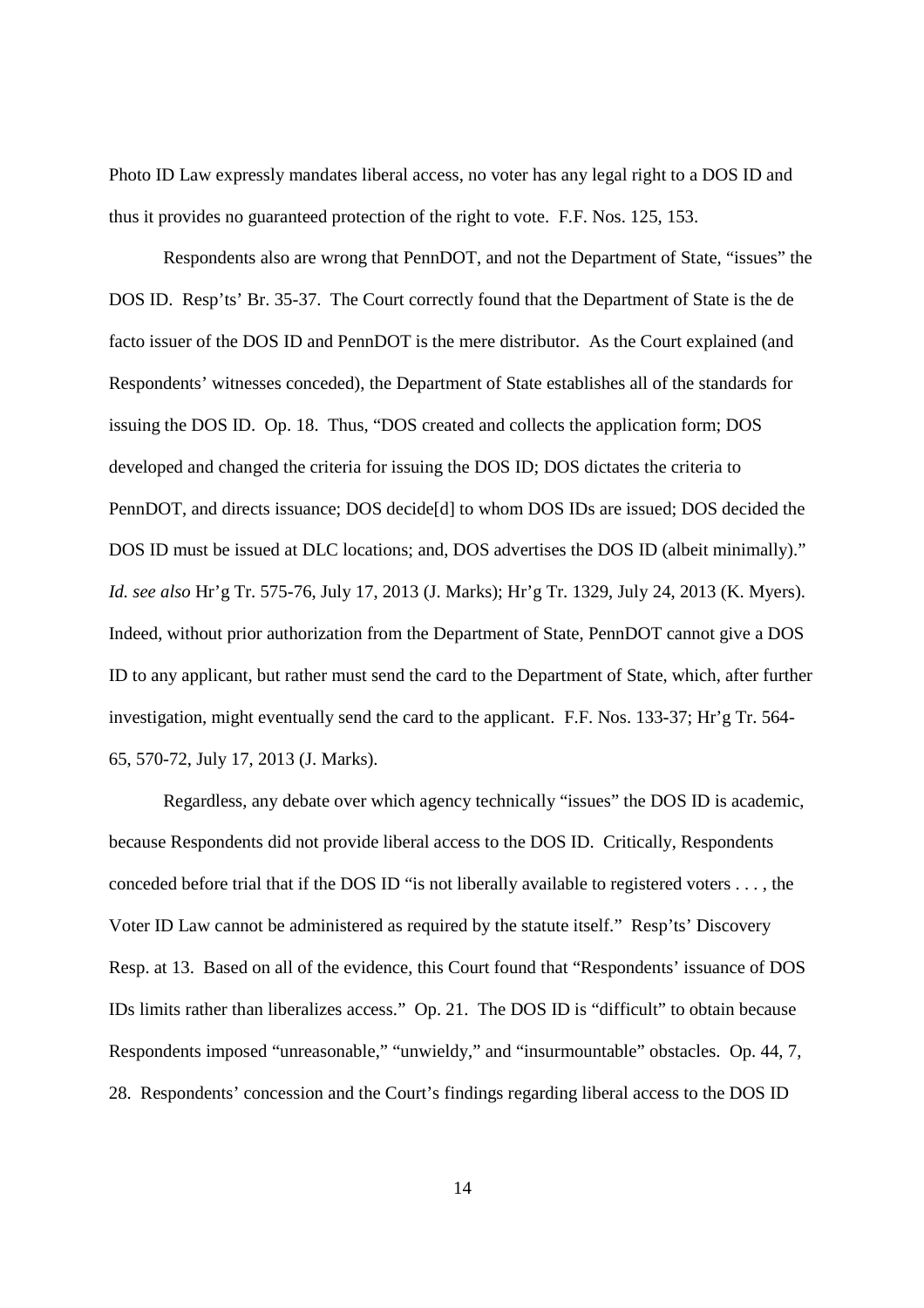Photo ID Law expressly mandates liberal access, no voter has any legal right to a DOS ID and thus it provides no guaranteed protection of the right to vote. F.F. Nos. 125, 153.

Respondents also are wrong that PennDOT, and not the Department of State, "issues" the DOS ID. Resp'ts' Br. 35-37. The Court correctly found that the Department of State is the de facto issuer of the DOS ID and PennDOT is the mere distributor. As the Court explained (and Respondents' witnesses conceded), the Department of State establishes all of the standards for issuing the DOS ID. Op. 18. Thus, "DOS created and collects the application form; DOS developed and changed the criteria for issuing the DOS ID; DOS dictates the criteria to PennDOT, and directs issuance; DOS decide[d] to whom DOS IDs are issued; DOS decided the DOS ID must be issued at DLC locations; and, DOS advertises the DOS ID (albeit minimally)." *Id. see also* Hr'g Tr. 575-76, July 17, 2013 (J. Marks); Hr'g Tr. 1329, July 24, 2013 (K. Myers). Indeed, without prior authorization from the Department of State, PennDOT cannot give a DOS ID to any applicant, but rather must send the card to the Department of State, which, after further investigation, might eventually send the card to the applicant. F.F. Nos. 133-37; Hr'g Tr. 564-65, 570-72, July 17, 2013 (J. Marks).

Regardless, any debate over which agency technically "issues" the DOS ID is academic, because Respondents did not provide liberal access to the DOS ID. Critically, Respondents conceded before trial that if the DOS ID "is not liberally available to registered voters . . . , the Voter ID Law cannot be administered as required by the statute itself." Resp'ts' Discovery Resp. at 13. Based on all of the evidence, this Court found that "Respondents' issuance of DOS IDs limits rather than liberalizes access." Op. 21. The DOS ID is "difficult" to obtain because Respondents imposed "unreasonable," "unwieldy," and "insurmountable" obstacles. Op. 44, 7, 28. Respondents' concession and the Court's findings regarding liberal access to the DOS ID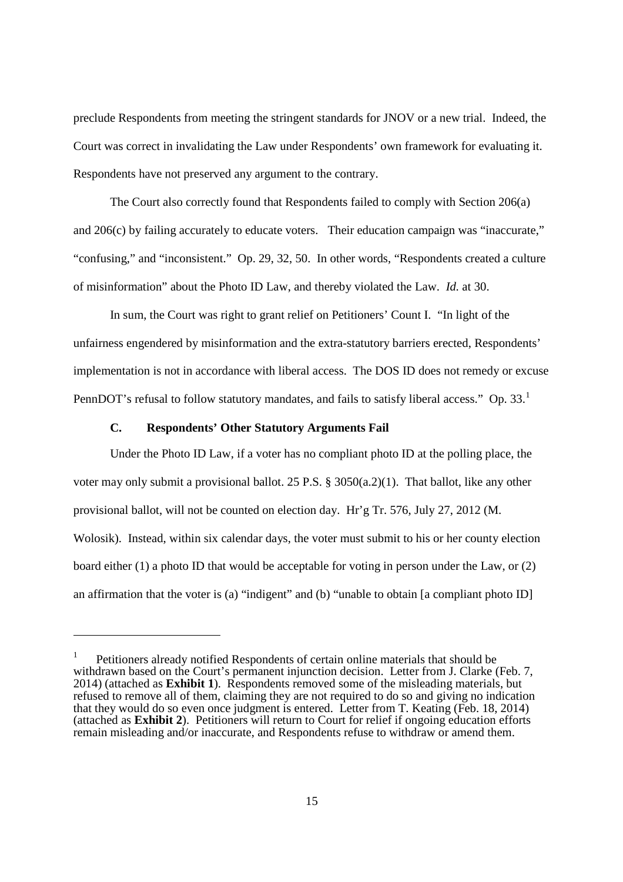preclude Respondents from meeting the stringent standards for JNOV or a new trial. Indeed, the Court was correct in invalidating the Law under Respondents' own framework for evaluating it. Respondents have not preserved any argument to the contrary.

The Court also correctly found that Respondents failed to comply with Section 206(a) and 206(c) by failing accurately to educate voters. Their education campaign was "inaccurate," "confusing," and "inconsistent." Op. 29, 32, 50. In other words, "Respondents created a culture of misinformation" about the Photo ID Law, and thereby violated the Law. *Id.* at 30.

In sum, the Court was right to grant relief on Petitioners' Count I. "In light of the unfairness engendered by misinformation and the extra-statutory barriers erected, Respondents' implementation is not in accordance with liberal access. The DOS ID does not remedy or excuse PennDOT's refusal to follow statutory mandates, and fails to satisfy liberal access." Op. 33.[1]

### C. Respondents' Other Statutory Arguments Fail

Under the Photo ID Law, if a voter has no compliant photo ID at the polling place, the voter may only submit a provisional ballot. 25 P.S. § 3050(a.2)(1). That ballot, like any other provisional ballot, will not be counted on election day. Hr'g Tr. 576, July 27, 2012 (M. Wolosik). Instead, within six calendar days, the voter must submit to his or her county election board either (1) a photo ID that would be acceptable for voting in person under the Law, or (2) an affirmation that the voter is (a) "indigent" and (b) "unable to obtain [a compliant photo ID]

---

[1] Petitioners already notified Respondents of certain online materials that should be withdrawn based on the Court's permanent injunction decision. Letter from J. Clarke (Feb. 7, 2014) (attached as **Exhibit 1**). Respondents removed some of the misleading materials, but refused to remove all of them, claiming they are not required to do so and giving no indication that they would do so even once judgment is entered. Letter from T. Keating (Feb. 18, 2014) (attached as **Exhibit 2**). Petitioners will return to Court for relief if ongoing education efforts remain misleading and/or inaccurate, and Respondents refuse to withdraw or amend them.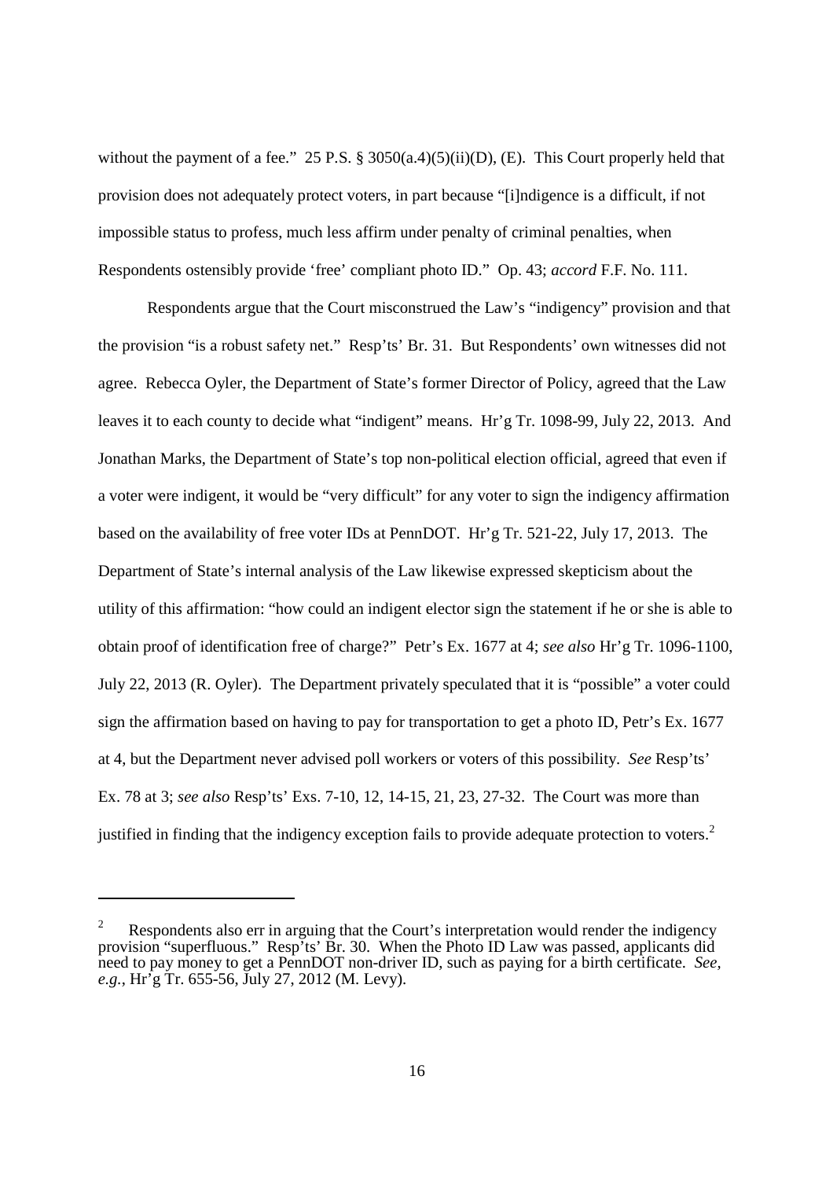without the payment of a fee." 25 P.S. § 3050(a.4)(5)(ii)(D), (E). This Court properly held that provision does not adequately protect voters, in part because "[i]ndigence is a difficult, if not impossible status to profess, much less affirm under penalty of criminal penalties, when Respondents ostensibly provide 'free' compliant photo ID." Op. 43; *accord* F.F. No. 111.

Respondents argue that the Court misconstrued the Law's "indigency" provision and that the provision "is a robust safety net." Resp'ts' Br. 31. But Respondents' own witnesses did not agree. Rebecca Oyler, the Department of State's former Director of Policy, agreed that the Law leaves it to each county to decide what "indigent" means. Hr'g Tr. 1098-99, July 22, 2013. And Jonathan Marks, the Department of State's top non-political election official, agreed that even if a voter were indigent, it would be "very difficult" for any voter to sign the indigency affirmation based on the availability of free voter IDs at PennDOT. Hr'g Tr. 521-22, July 17, 2013. The Department of State's internal analysis of the Law likewise expressed skepticism about the utility of this affirmation: "how could an indigent elector sign the statement if he or she is able to obtain proof of identification free of charge?" Petr's Ex. 1677 at 4; *see also* Hr'g Tr. 1096-1100, July 22, 2013 (R. Oyler). The Department privately speculated that it is "possible" a voter could sign the affirmation based on having to pay for transportation to get a photo ID, Petr's Ex. 1677 at 4, but the Department never advised poll workers or voters of this possibility. *See* Resp'ts' Ex. 78 at 3; *see also* Resp'ts' Exs. 7-10, 12, 14-15, 21, 23, 27-32. The Court was more than justified in finding that the indigency exception fails to provide adequate protection to voters.[2]

---

[2] Respondents also err in arguing that the Court's interpretation would render the indigency provision "superfluous." Resp'ts' Br. 30. When the Photo ID Law was passed, applicants did need to pay money to get a PennDOT non-driver ID, such as paying for a birth certificate. *See, e.g.*, Hr'g Tr. 655-56, July 27, 2012 (M. Levy).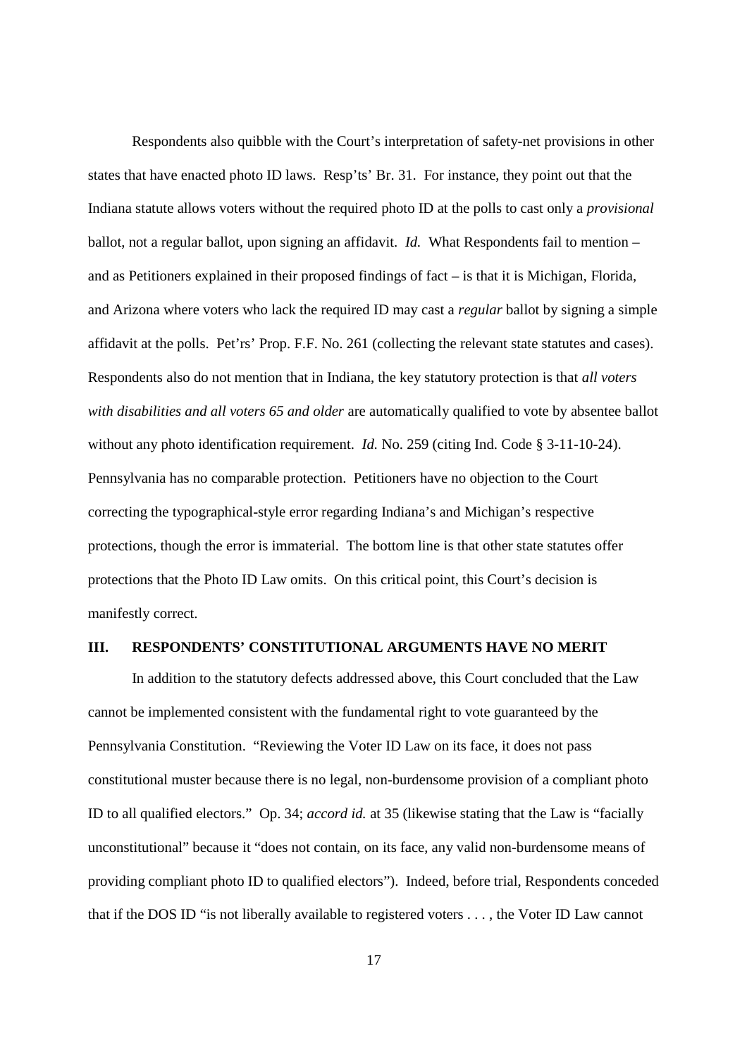Respondents also quibble with the Court's interpretation of safety-net provisions in other states that have enacted photo ID laws. Resp'ts' Br. 31. For instance, they point out that the Indiana statute allows voters without the required photo ID at the polls to cast only a *provisional* ballot, not a regular ballot, upon signing an affidavit. *Id.* What Respondents fail to mention – and as Petitioners explained in their proposed findings of fact – is that it is Michigan, Florida, and Arizona where voters who lack the required ID may cast a *regular* ballot by signing a simple affidavit at the polls. Pet'rs' Prop. F.F. No. 261 (collecting the relevant state statutes and cases). Respondents also do not mention that in Indiana, the key statutory protection is that *all voters with disabilities and all voters 65 and older* are automatically qualified to vote by absentee ballot without any photo identification requirement. *Id.* No. 259 (citing Ind. Code § 3-11-10-24). Pennsylvania has no comparable protection. Petitioners have no objection to the Court correcting the typographical-style error regarding Indiana's and Michigan's respective protections, though the error is immaterial. The bottom line is that other state statutes offer protections that the Photo ID Law omits. On this critical point, this Court's decision is manifestly correct.

## III. RESPONDENTS' CONSTITUTIONAL ARGUMENTS HAVE NO MERIT

In addition to the statutory defects addressed above, this Court concluded that the Law cannot be implemented consistent with the fundamental right to vote guaranteed by the Pennsylvania Constitution. "Reviewing the Voter ID Law on its face, it does not pass constitutional muster because there is no legal, non-burdensome provision of a compliant photo ID to all qualified electors." Op. 34; *accord id.* at 35 (likewise stating that the Law is "facially unconstitutional" because it "does not contain, on its face, any valid non-burdensome means of providing compliant photo ID to qualified electors"). Indeed, before trial, Respondents conceded that if the DOS ID "is not liberally available to registered voters . . . , the Voter ID Law cannot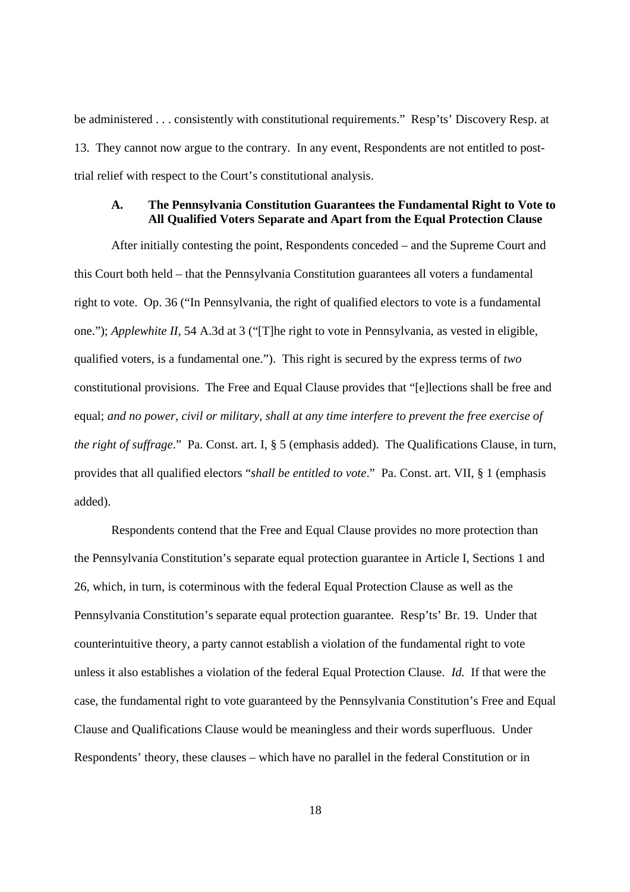be administered . . . consistently with constitutional requirements." Resp'ts' Discovery Resp. at 13. They cannot now argue to the contrary. In any event, Respondents are not entitled to post-trial relief with respect to the Court's constitutional analysis.

### A. The Pennsylvania Constitution Guarantees the Fundamental Right to Vote to All Qualified Voters Separate and Apart from the Equal Protection Clause

After initially contesting the point, Respondents conceded – and the Supreme Court and this Court both held – that the Pennsylvania Constitution guarantees all voters a fundamental right to vote. Op. 36 ("In Pennsylvania, the right of qualified electors to vote is a fundamental one."); *Applewhite II*, 54 A.3d at 3 ("[T]he right to vote in Pennsylvania, as vested in eligible, qualified voters, is a fundamental one."). This right is secured by the express terms of *two* constitutional provisions. The Free and Equal Clause provides that "[e]lections shall be free and equal; *and no power, civil or military, shall at any time interfere to prevent the free exercise of the right of suffrage*." Pa. Const. art. I, § 5 (emphasis added). The Qualifications Clause, in turn, provides that all qualified electors "*shall be entitled to vote*." Pa. Const. art. VII, § 1 (emphasis added).

Respondents contend that the Free and Equal Clause provides no more protection than the Pennsylvania Constitution's separate equal protection guarantee in Article I, Sections 1 and 26, which, in turn, is coterminous with the federal Equal Protection Clause as well as the Pennsylvania Constitution's separate equal protection guarantee. Resp'ts' Br. 19. Under that counterintuitive theory, a party cannot establish a violation of the fundamental right to vote unless it also establishes a violation of the federal Equal Protection Clause. *Id.* If that were the case, the fundamental right to vote guaranteed by the Pennsylvania Constitution's Free and Equal Clause and Qualifications Clause would be meaningless and their words superfluous. Under Respondents' theory, these clauses – which have no parallel in the federal Constitution or in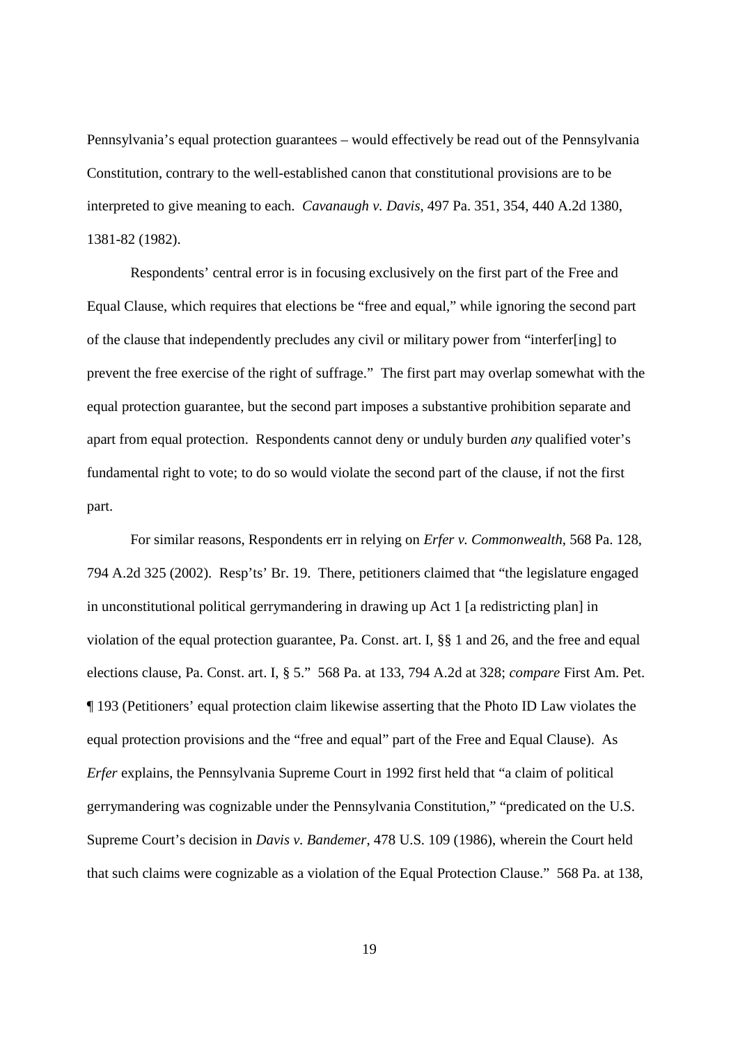Pennsylvania's equal protection guarantees – would effectively be read out of the Pennsylvania Constitution, contrary to the well-established canon that constitutional provisions are to be interpreted to give meaning to each. *Cavanaugh v. Davis*, 497 Pa. 351, 354, 440 A.2d 1380, 1381-82 (1982).

Respondents' central error is in focusing exclusively on the first part of the Free and Equal Clause, which requires that elections be "free and equal," while ignoring the second part of the clause that independently precludes any civil or military power from "interfer[ing] to prevent the free exercise of the right of suffrage." The first part may overlap somewhat with the equal protection guarantee, but the second part imposes a substantive prohibition separate and apart from equal protection. Respondents cannot deny or unduly burden *any* qualified voter's fundamental right to vote; to do so would violate the second part of the clause, if not the first part.

For similar reasons, Respondents err in relying on *Erfer v. Commonwealth*, 568 Pa. 128, 794 A.2d 325 (2002). Resp'ts' Br. 19. There, petitioners claimed that "the legislature engaged in unconstitutional political gerrymandering in drawing up Act 1 [a redistricting plan] in violation of the equal protection guarantee, Pa. Const. art. I, §§ 1 and 26, and the free and equal elections clause, Pa. Const. art. I, § 5." 568 Pa. at 133, 794 A.2d at 328; *compare* First Am. Pet. ¶ 193 (Petitioners' equal protection claim likewise asserting that the Photo ID Law violates the equal protection provisions and the "free and equal" part of the Free and Equal Clause). As *Erfer* explains, the Pennsylvania Supreme Court in 1992 first held that "a claim of political gerrymandering was cognizable under the Pennsylvania Constitution," "predicated on the U.S. Supreme Court's decision in *Davis v. Bandemer*, 478 U.S. 109 (1986), wherein the Court held that such claims were cognizable as a violation of the Equal Protection Clause." 568 Pa. at 138,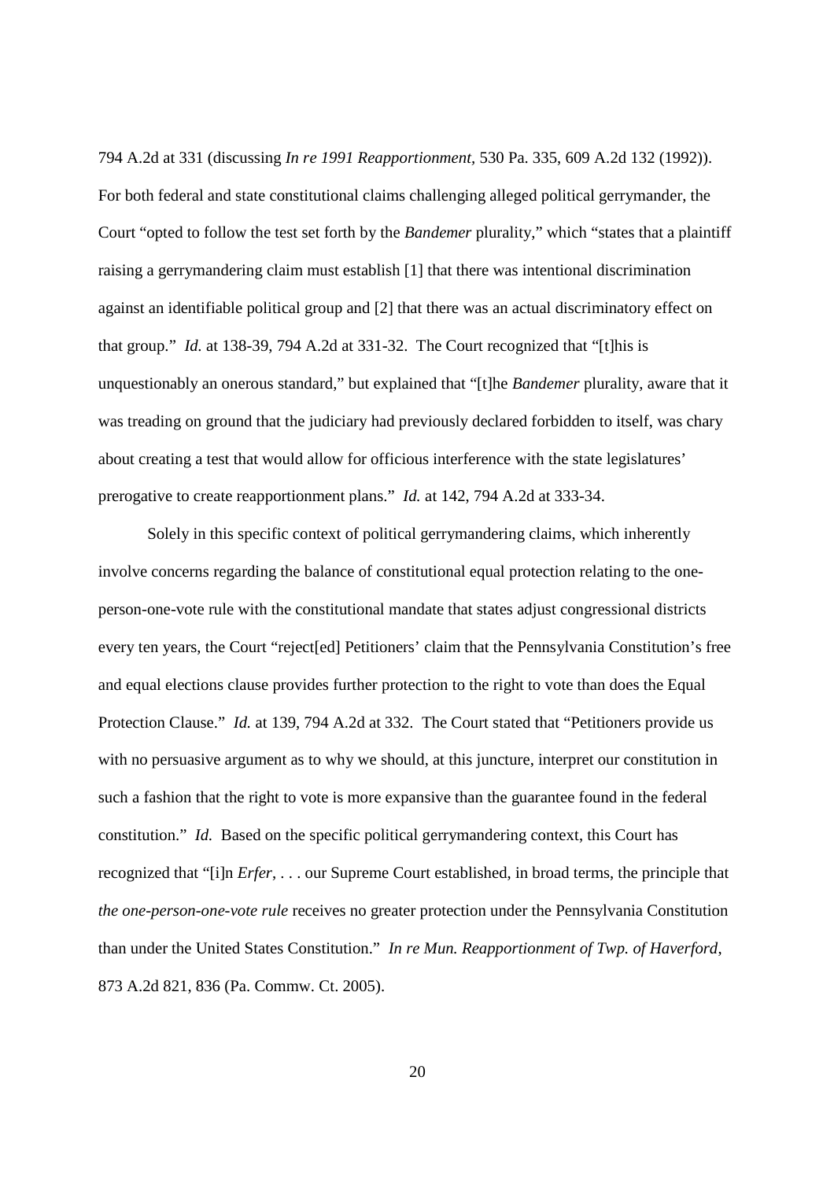794 A.2d at 331 (discussing *In re 1991 Reapportionment*, 530 Pa. 335, 609 A.2d 132 (1992)). For both federal and state constitutional claims challenging alleged political gerrymander, the Court "opted to follow the test set forth by the *Bandemer* plurality," which "states that a plaintiff raising a gerrymandering claim must establish [1] that there was intentional discrimination against an identifiable political group and [2] that there was an actual discriminatory effect on that group." *Id.* at 138-39, 794 A.2d at 331-32. The Court recognized that "[t]his is unquestionably an onerous standard," but explained that "[t]he *Bandemer* plurality, aware that it was treading on ground that the judiciary had previously declared forbidden to itself, was chary about creating a test that would allow for officious interference with the state legislatures' prerogative to create reapportionment plans." *Id.* at 142, 794 A.2d at 333-34.

Solely in this specific context of political gerrymandering claims, which inherently involve concerns regarding the balance of constitutional equal protection relating to the one-person-one-vote rule with the constitutional mandate that states adjust congressional districts every ten years, the Court "reject[ed] Petitioners' claim that the Pennsylvania Constitution's free and equal elections clause provides further protection to the right to vote than does the Equal Protection Clause." *Id.* at 139, 794 A.2d at 332. The Court stated that "Petitioners provide us with no persuasive argument as to why we should, at this juncture, interpret our constitution in such a fashion that the right to vote is more expansive than the guarantee found in the federal constitution." *Id.* Based on the specific political gerrymandering context, this Court has recognized that "[i]n *Erfer*, . . . our Supreme Court established, in broad terms, the principle that *the one-person-one-vote rule* receives no greater protection under the Pennsylvania Constitution than under the United States Constitution." *In re Mun. Reapportionment of Twp. of Haverford*, 873 A.2d 821, 836 (Pa. Commw. Ct. 2005).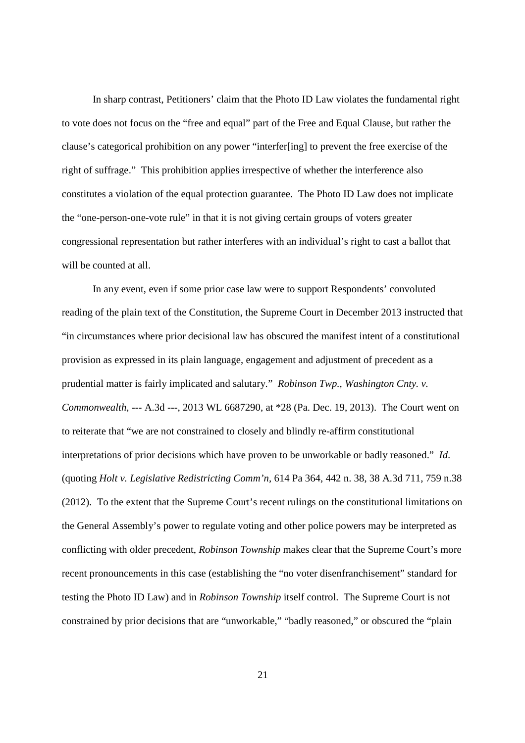In sharp contrast, Petitioners' claim that the Photo ID Law violates the fundamental right to vote does not focus on the "free and equal" part of the Free and Equal Clause, but rather the clause's categorical prohibition on any power "interfer[ing] to prevent the free exercise of the right of suffrage." This prohibition applies irrespective of whether the interference also constitutes a violation of the equal protection guarantee. The Photo ID Law does not implicate the "one-person-one-vote rule" in that it is not giving certain groups of voters greater congressional representation but rather interferes with an individual's right to cast a ballot that will be counted at all.

In any event, even if some prior case law were to support Respondents' convoluted reading of the plain text of the Constitution, the Supreme Court in December 2013 instructed that "in circumstances where prior decisional law has obscured the manifest intent of a constitutional provision as expressed in its plain language, engagement and adjustment of precedent as a prudential matter is fairly implicated and salutary." *Robinson Twp., Washington Cnty. v. Commonwealth*, --- A.3d ---, 2013 WL 6687290, at *28 (Pa. Dec. 19, 2013). The Court went on to reiterate that "we are not constrained to closely and blindly re-affirm constitutional interpretations of prior decisions which have proven to be unworkable or badly reasoned." *Id.* (quoting *Holt v. Legislative Redistricting Comm'n*, 614 Pa 364, 442 n. 38, 38 A.3d 711, 759 n.38 (2012). To the extent that the Supreme Court's recent rulings on the constitutional limitations on the General Assembly's power to regulate voting and other police powers may be interpreted as conflicting with older precedent, *Robinson Township* makes clear that the Supreme Court's more recent pronouncements in this case (establishing the "no voter disenfranchisement" standard for testing the Photo ID Law) and in *Robinson Township* itself control. The Supreme Court is not constrained by prior decisions that are "unworkable," "badly reasoned," or obscured the "plain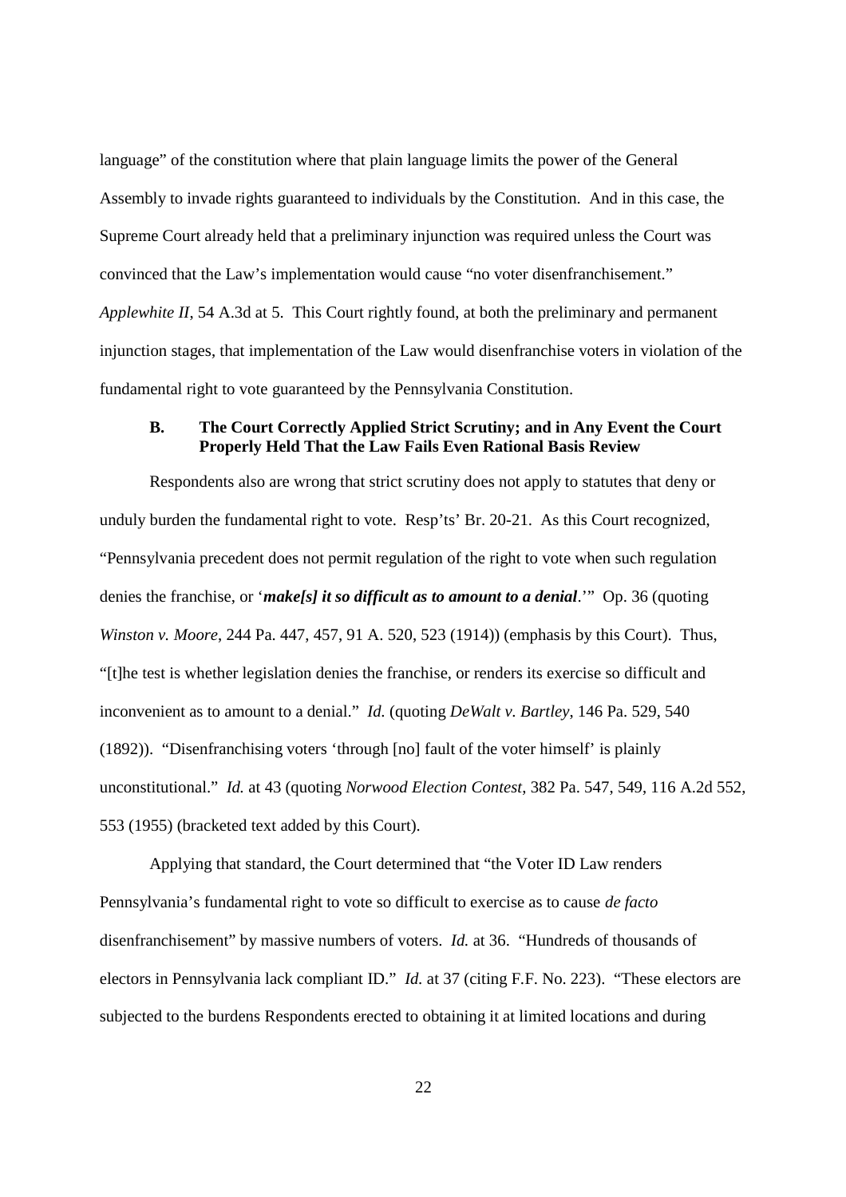language" of the constitution where that plain language limits the power of the General Assembly to invade rights guaranteed to individuals by the Constitution. And in this case, the Supreme Court already held that a preliminary injunction was required unless the Court was convinced that the Law's implementation would cause "no voter disenfranchisement." *Applewhite II*, 54 A.3d at 5. This Court rightly found, at both the preliminary and permanent injunction stages, that implementation of the Law would disenfranchise voters in violation of the fundamental right to vote guaranteed by the Pennsylvania Constitution.

### B. The Court Correctly Applied Strict Scrutiny; and in Any Event the Court Properly Held That the Law Fails Even Rational Basis Review

Respondents also are wrong that strict scrutiny does not apply to statutes that deny or unduly burden the fundamental right to vote. Resp'ts' Br. 20-21. As this Court recognized, "Pennsylvania precedent does not permit regulation of the right to vote when such regulation denies the franchise, or '***make[s] it so difficult as to amount to a denial***.'" Op. 36 (quoting *Winston v. Moore*, 244 Pa. 447, 457, 91 A. 520, 523 (1914)) (emphasis by this Court). Thus, "[t]he test is whether legislation denies the franchise, or renders its exercise so difficult and inconvenient as to amount to a denial." *Id.* (quoting *DeWalt v. Bartley*, 146 Pa. 529, 540 (1892)). "Disenfranchising voters 'through [no] fault of the voter himself' is plainly unconstitutional." *Id.* at 43 (quoting *Norwood Election Contest*, 382 Pa. 547, 549, 116 A.2d 552, 553 (1955) (bracketed text added by this Court).

Applying that standard, the Court determined that "the Voter ID Law renders Pennsylvania's fundamental right to vote so difficult to exercise as to cause *de facto* disenfranchisement" by massive numbers of voters. *Id.* at 36. "Hundreds of thousands of electors in Pennsylvania lack compliant ID." *Id.* at 37 (citing F.F. No. 223). "These electors are subjected to the burdens Respondents erected to obtaining it at limited locations and during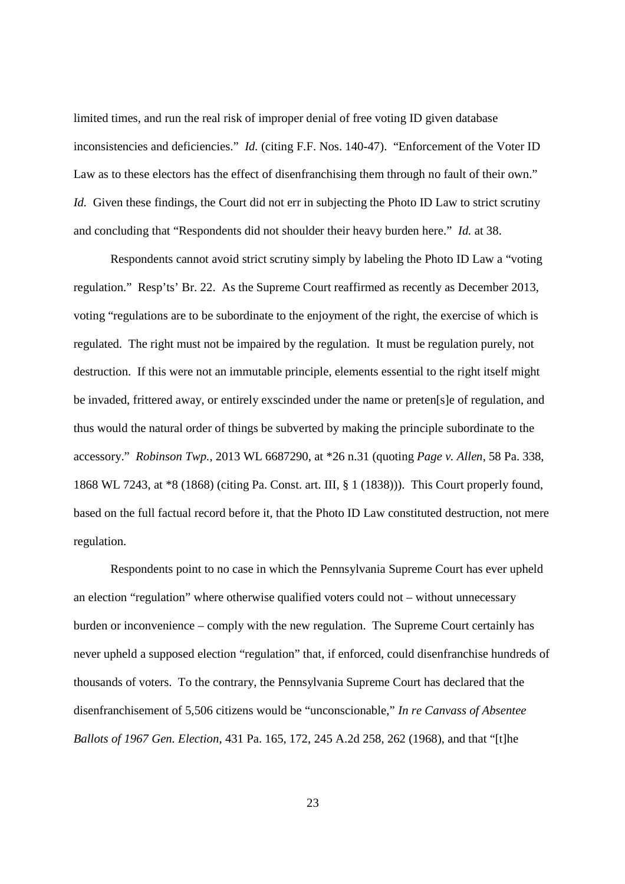limited times, and run the real risk of improper denial of free voting ID given database inconsistencies and deficiencies." *Id.* (citing F.F. Nos. 140-47). "Enforcement of the Voter ID Law as to these electors has the effect of disenfranchising them through no fault of their own." *Id.* Given these findings, the Court did not err in subjecting the Photo ID Law to strict scrutiny and concluding that "Respondents did not shoulder their heavy burden here." *Id.* at 38.

Respondents cannot avoid strict scrutiny simply by labeling the Photo ID Law a "voting regulation." Resp'ts' Br. 22. As the Supreme Court reaffirmed as recently as December 2013, voting "regulations are to be subordinate to the enjoyment of the right, the exercise of which is regulated. The right must not be impaired by the regulation. It must be regulation purely, not destruction. If this were not an immutable principle, elements essential to the right itself might be invaded, frittered away, or entirely exscinded under the name or preten[s]e of regulation, and thus would the natural order of things be subverted by making the principle subordinate to the accessory." *Robinson Twp.*, 2013 WL 6687290, at *26 n.31 (quoting *Page v. Allen*, 58 Pa. 338, 1868 WL 7243, at *8 (1868) (citing Pa. Const. art. III, § 1 (1838))). This Court properly found, based on the full factual record before it, that the Photo ID Law constituted destruction, not mere regulation.

Respondents point to no case in which the Pennsylvania Supreme Court has ever upheld an election "regulation" where otherwise qualified voters could not – without unnecessary burden or inconvenience – comply with the new regulation. The Supreme Court certainly has never upheld a supposed election "regulation" that, if enforced, could disenfranchise hundreds of thousands of voters. To the contrary, the Pennsylvania Supreme Court has declared that the disenfranchisement of 5,506 citizens would be "unconscionable," *In re Canvass of Absentee Ballots of 1967 Gen. Election*, 431 Pa. 165, 172, 245 A.2d 258, 262 (1968), and that "[t]he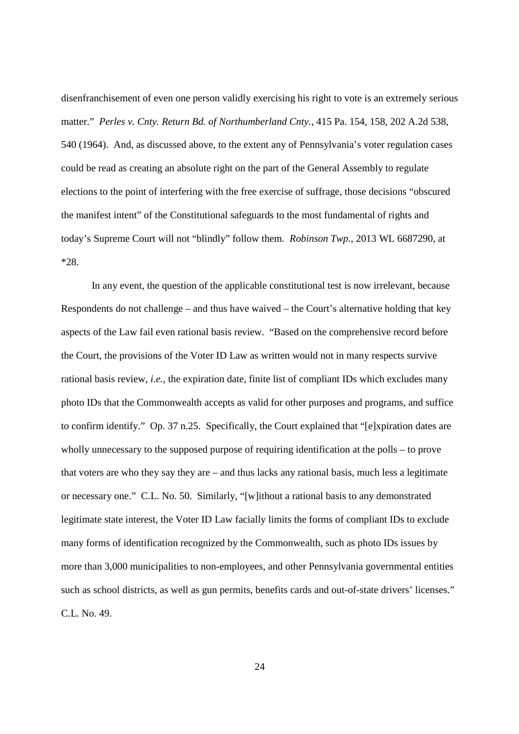disenfranchisement of even one person validly exercising his right to vote is an extremely serious matter." *Perles v. Cnty. Return Bd. of Northumberland Cnty.*, 415 Pa. 154, 158, 202 A.2d 538, 540 (1964). And, as discussed above, to the extent any of Pennsylvania's voter regulation cases could be read as creating an absolute right on the part of the General Assembly to regulate elections to the point of interfering with the free exercise of suffrage, those decisions "obscured the manifest intent" of the Constitutional safeguards to the most fundamental of rights and today's Supreme Court will not "blindly" follow them. *Robinson Twp.*, 2013 WL 6687290, at *28.

In any event, the question of the applicable constitutional test is now irrelevant, because Respondents do not challenge – and thus have waived – the Court's alternative holding that key aspects of the Law fail even rational basis review. "Based on the comprehensive record before the Court, the provisions of the Voter ID Law as written would not in many respects survive rational basis review, *i.e.*, the expiration date, finite list of compliant IDs which excludes many photo IDs that the Commonwealth accepts as valid for other purposes and programs, and suffice to confirm identify." Op. 37 n.25. Specifically, the Court explained that "[e]xpiration dates are wholly unnecessary to the supposed purpose of requiring identification at the polls – to prove that voters are who they say they are – and thus lacks any rational basis, much less a legitimate or necessary one." C.L. No. 50. Similarly, "[w]ithout a rational basis to any demonstrated legitimate state interest, the Voter ID Law facially limits the forms of compliant IDs to exclude many forms of identification recognized by the Commonwealth, such as photo IDs issues by more than 3,000 municipalities to non-employees, and other Pennsylvania governmental entities such as school districts, as well as gun permits, benefits cards and out-of-state drivers' licenses." C.L. No. 49.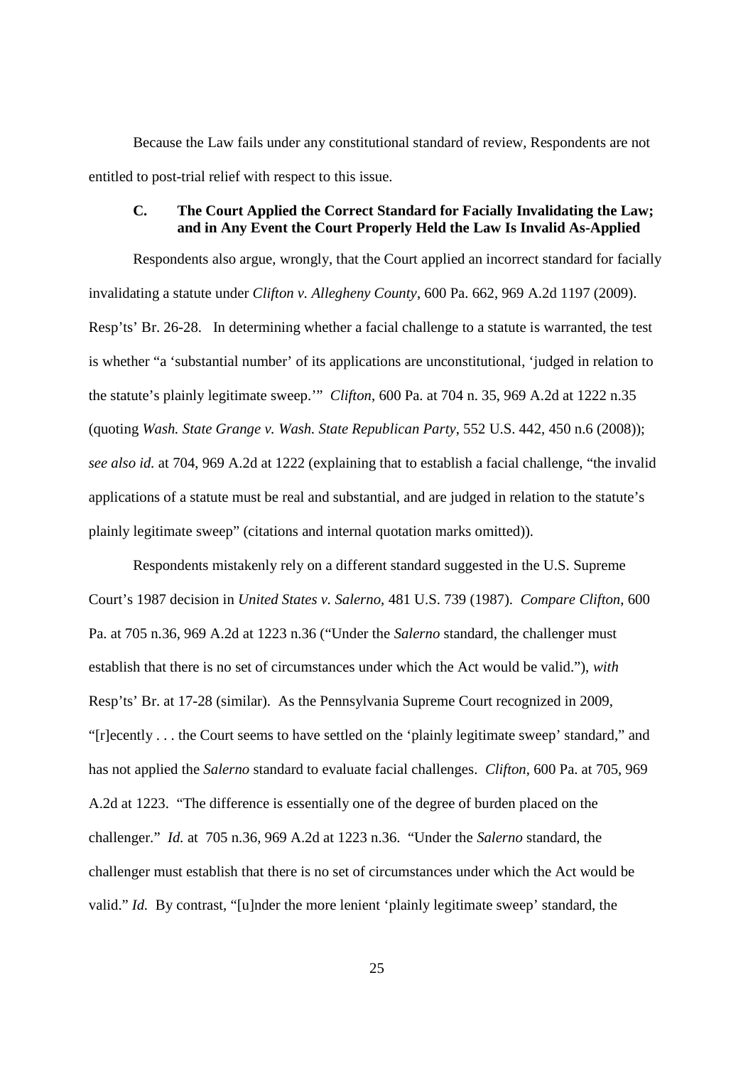Because the Law fails under any constitutional standard of review, Respondents are not entitled to post-trial relief with respect to this issue.

### C. The Court Applied the Correct Standard for Facially Invalidating the Law; and in Any Event the Court Properly Held the Law Is Invalid As-Applied

Respondents also argue, wrongly, that the Court applied an incorrect standard for facially invalidating a statute under *Clifton v. Allegheny County*, 600 Pa. 662, 969 A.2d 1197 (2009). Resp'ts' Br. 26-28. In determining whether a facial challenge to a statute is warranted, the test is whether "a 'substantial number' of its applications are unconstitutional, 'judged in relation to the statute's plainly legitimate sweep.'" *Clifton*, 600 Pa. at 704 n. 35, 969 A.2d at 1222 n.35 (quoting *Wash. State Grange v. Wash. State Republican Party*, 552 U.S. 442, 450 n.6 (2008)); *see also id.* at 704, 969 A.2d at 1222 (explaining that to establish a facial challenge, "the invalid applications of a statute must be real and substantial, and are judged in relation to the statute's plainly legitimate sweep" (citations and internal quotation marks omitted)).

Respondents mistakenly rely on a different standard suggested in the U.S. Supreme Court's 1987 decision in *United States v. Salerno*, 481 U.S. 739 (1987). *Compare Clifton*, 600 Pa. at 705 n.36, 969 A.2d at 1223 n.36 ("Under the *Salerno* standard, the challenger must establish that there is no set of circumstances under which the Act would be valid."), *with* Resp'ts' Br. at 17-28 (similar). As the Pennsylvania Supreme Court recognized in 2009, "[r]ecently . . . the Court seems to have settled on the 'plainly legitimate sweep' standard," and has not applied the *Salerno* standard to evaluate facial challenges. *Clifton*, 600 Pa. at 705, 969 A.2d at 1223. "The difference is essentially one of the degree of burden placed on the challenger." *Id.* at 705 n.36, 969 A.2d at 1223 n.36. "Under the *Salerno* standard, the challenger must establish that there is no set of circumstances under which the Act would be valid." *Id.* By contrast, "[u]nder the more lenient 'plainly legitimate sweep' standard, the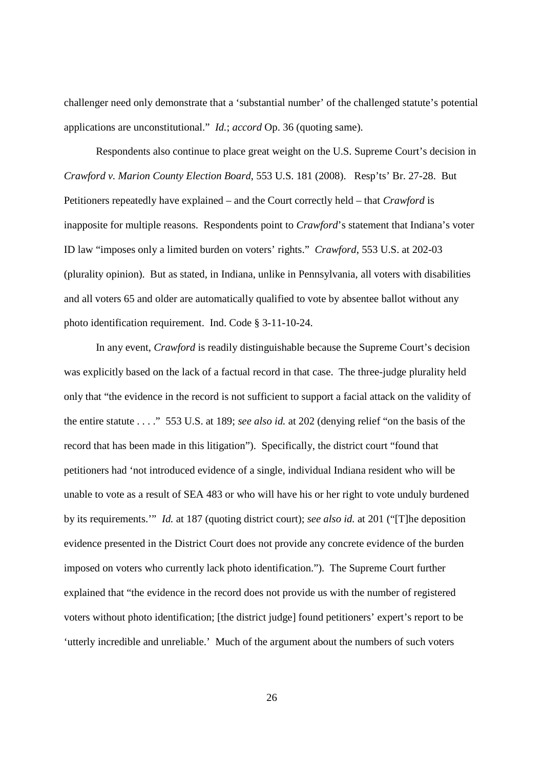challenger need only demonstrate that a 'substantial number' of the challenged statute's potential applications are unconstitutional." *Id.*; *accord* Op. 36 (quoting same).

Respondents also continue to place great weight on the U.S. Supreme Court's decision in *Crawford v. Marion County Election Board*, 553 U.S. 181 (2008). Resp'ts' Br. 27-28. But Petitioners repeatedly have explained – and the Court correctly held – that *Crawford* is inapposite for multiple reasons. Respondents point to *Crawford*'s statement that Indiana's voter ID law "imposes only a limited burden on voters' rights." *Crawford*, 553 U.S. at 202-03 (plurality opinion). But as stated, in Indiana, unlike in Pennsylvania, all voters with disabilities and all voters 65 and older are automatically qualified to vote by absentee ballot without any photo identification requirement. Ind. Code § 3-11-10-24.

In any event, *Crawford* is readily distinguishable because the Supreme Court's decision was explicitly based on the lack of a factual record in that case. The three-judge plurality held only that "the evidence in the record is not sufficient to support a facial attack on the validity of the entire statute . . . ." 553 U.S. at 189; *see also id.* at 202 (denying relief "on the basis of the record that has been made in this litigation"). Specifically, the district court "found that petitioners had 'not introduced evidence of a single, individual Indiana resident who will be unable to vote as a result of SEA 483 or who will have his or her right to vote unduly burdened by its requirements.'" *Id.* at 187 (quoting district court); *see also id.* at 201 ("[T]he deposition evidence presented in the District Court does not provide any concrete evidence of the burden imposed on voters who currently lack photo identification."). The Supreme Court further explained that "the evidence in the record does not provide us with the number of registered voters without photo identification; [the district judge] found petitioners' expert's report to be 'utterly incredible and unreliable.' Much of the argument about the numbers of such voters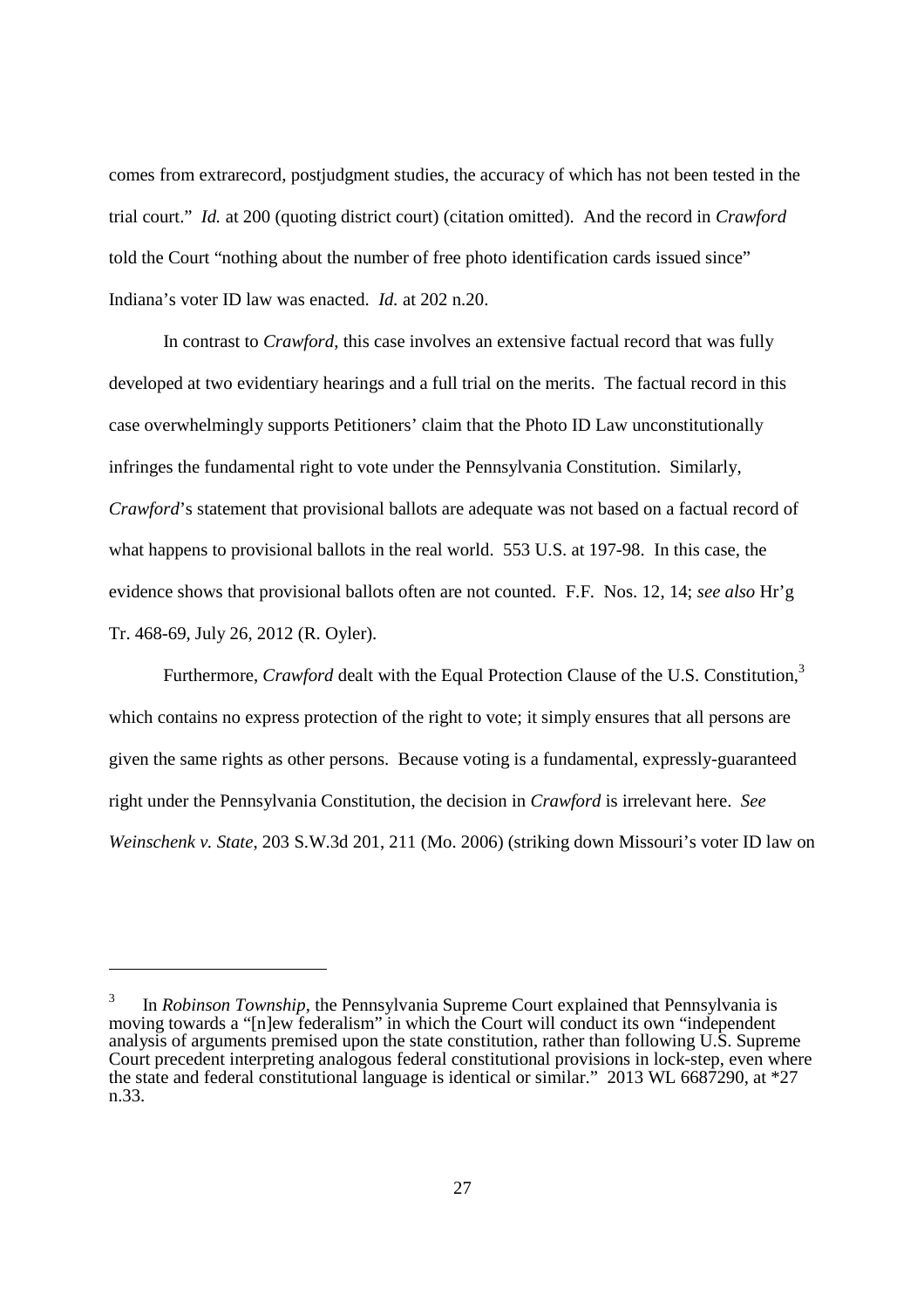comes from extrarecord, postjudgment studies, the accuracy of which has not been tested in the trial court." *Id.* at 200 (quoting district court) (citation omitted). And the record in *Crawford* told the Court "nothing about the number of free photo identification cards issued since" Indiana's voter ID law was enacted. *Id.* at 202 n.20.

In contrast to *Crawford*, this case involves an extensive factual record that was fully developed at two evidentiary hearings and a full trial on the merits. The factual record in this case overwhelmingly supports Petitioners' claim that the Photo ID Law unconstitutionally infringes the fundamental right to vote under the Pennsylvania Constitution. Similarly, *Crawford*'s statement that provisional ballots are adequate was not based on a factual record of what happens to provisional ballots in the real world. 553 U.S. at 197-98. In this case, the evidence shows that provisional ballots often are not counted. F.F. Nos. 12, 14; *see also* Hr'g Tr. 468-69, July 26, 2012 (R. Oyler).

Furthermore, *Crawford* dealt with the Equal Protection Clause of the U.S. Constitution,[3] which contains no express protection of the right to vote; it simply ensures that all persons are given the same rights as other persons. Because voting is a fundamental, expressly-guaranteed right under the Pennsylvania Constitution, the decision in *Crawford* is irrelevant here. *See Weinschenk v. State*, 203 S.W.3d 201, 211 (Mo. 2006) (striking down Missouri's voter ID law on

---

[3] In *Robinson Township*, the Pennsylvania Supreme Court explained that Pennsylvania is moving towards a "[n]ew federalism" in which the Court will conduct its own "independent analysis of arguments premised upon the state constitution, rather than following U.S. Supreme Court precedent interpreting analogous federal constitutional provisions in lock-step, even where the state and federal constitutional language is identical or similar." 2013 WL 6687290, at *27 n.33.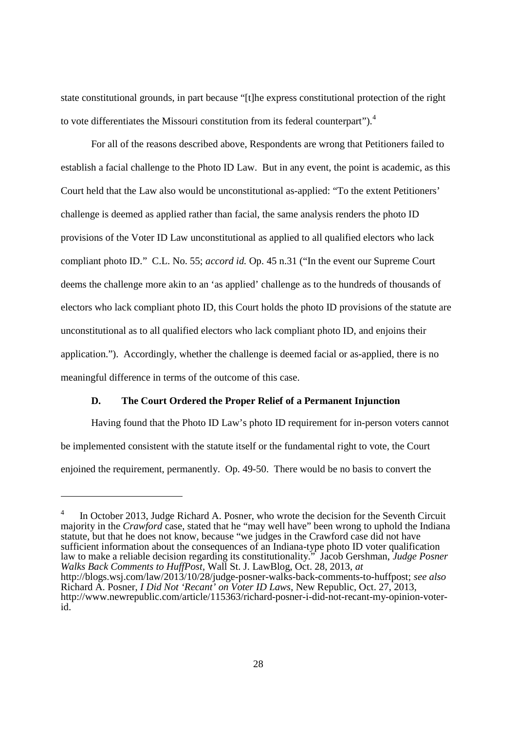state constitutional grounds, in part because "[t]he express constitutional protection of the right to vote differentiates the Missouri constitution from its federal counterpart").[4]

For all of the reasons described above, Respondents are wrong that Petitioners failed to establish a facial challenge to the Photo ID Law. But in any event, the point is academic, as this Court held that the Law also would be unconstitutional as-applied: "To the extent Petitioners' challenge is deemed as applied rather than facial, the same analysis renders the photo ID provisions of the Voter ID Law unconstitutional as applied to all qualified electors who lack compliant photo ID." C.L. No. 55; *accord id.* Op. 45 n.31 ("In the event our Supreme Court deems the challenge more akin to an 'as applied' challenge as to the hundreds of thousands of electors who lack compliant photo ID, this Court holds the photo ID provisions of the statute are unconstitutional as to all qualified electors who lack compliant photo ID, and enjoins their application."). Accordingly, whether the challenge is deemed facial or as-applied, there is no meaningful difference in terms of the outcome of this case.

### D. The Court Ordered the Proper Relief of a Permanent Injunction

Having found that the Photo ID Law's photo ID requirement for in-person voters cannot be implemented consistent with the statute itself or the fundamental right to vote, the Court enjoined the requirement, permanently. Op. 49-50. There would be no basis to convert the

---

[4] In October 2013, Judge Richard A. Posner, who wrote the decision for the Seventh Circuit majority in the *Crawford* case, stated that he "may well have" been wrong to uphold the Indiana statute, but that he does not know, because "we judges in the Crawford case did not have sufficient information about the consequences of an Indiana-type photo ID voter qualification law to make a reliable decision regarding its constitutionality." Jacob Gershman, *Judge Posner Walks Back Comments to HuffPost*, Wall St. J. LawBlog, Oct. 28, 2013, *at* http://blogs.wsj.com/law/2013/10/28/judge-posner-walks-back-comments-to-huffpost; *see also* Richard A. Posner, *I Did Not 'Recant' on Voter ID Laws*, New Republic, Oct. 27, 2013, http://www.newrepublic.com/article/115363/richard-posner-i-did-not-recant-my-opinion-voter-id.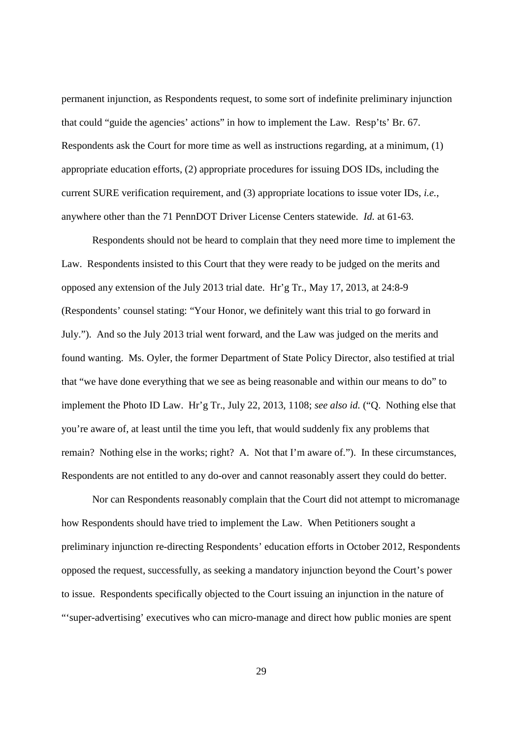permanent injunction, as Respondents request, to some sort of indefinite preliminary injunction that could "guide the agencies' actions" in how to implement the Law. Resp'ts' Br. 67. Respondents ask the Court for more time as well as instructions regarding, at a minimum, (1) appropriate education efforts, (2) appropriate procedures for issuing DOS IDs, including the current SURE verification requirement, and (3) appropriate locations to issue voter IDs, *i.e.*, anywhere other than the 71 PennDOT Driver License Centers statewide. *Id.* at 61-63.

Respondents should not be heard to complain that they need more time to implement the Law. Respondents insisted to this Court that they were ready to be judged on the merits and opposed any extension of the July 2013 trial date. Hr'g Tr., May 17, 2013, at 24:8-9 (Respondents' counsel stating: "Your Honor, we definitely want this trial to go forward in July."). And so the July 2013 trial went forward, and the Law was judged on the merits and found wanting. Ms. Oyler, the former Department of State Policy Director, also testified at trial that "we have done everything that we see as being reasonable and within our means to do" to implement the Photo ID Law. Hr'g Tr., July 22, 2013, 1108; *see also id.* ("Q. Nothing else that you're aware of, at least until the time you left, that would suddenly fix any problems that remain? Nothing else in the works; right? A. Not that I'm aware of."). In these circumstances, Respondents are not entitled to any do-over and cannot reasonably assert they could do better.

Nor can Respondents reasonably complain that the Court did not attempt to micromanage how Respondents should have tried to implement the Law. When Petitioners sought a preliminary injunction re-directing Respondents' education efforts in October 2012, Respondents opposed the request, successfully, as seeking a mandatory injunction beyond the Court's power to issue. Respondents specifically objected to the Court issuing an injunction in the nature of "'super-advertising' executives who can micro-manage and direct how public monies are spent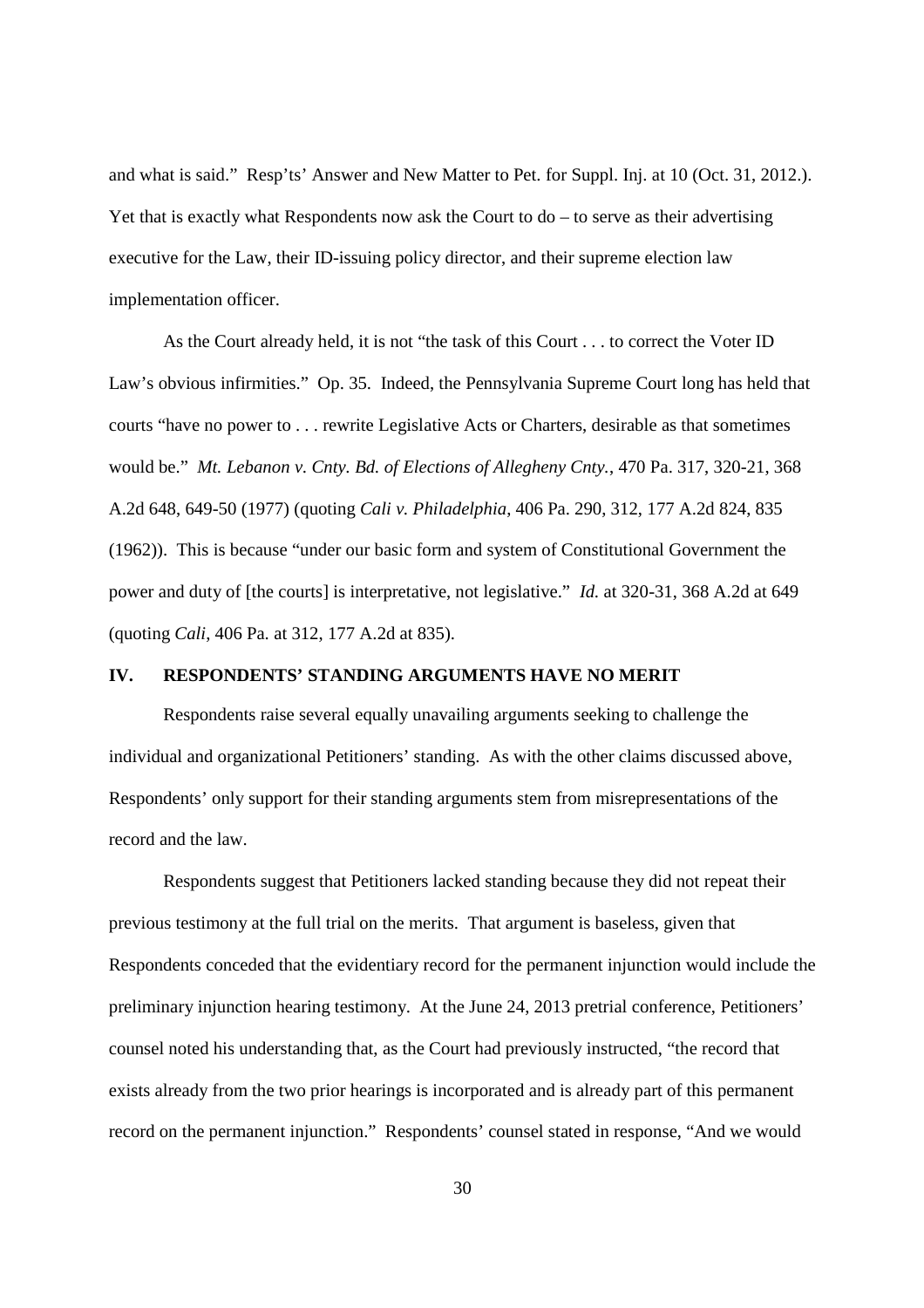and what is said." Resp'ts' Answer and New Matter to Pet. for Suppl. Inj. at 10 (Oct. 31, 2012.). Yet that is exactly what Respondents now ask the Court to do – to serve as their advertising executive for the Law, their ID-issuing policy director, and their supreme election law implementation officer.

As the Court already held, it is not "the task of this Court . . . to correct the Voter ID Law's obvious infirmities." Op. 35. Indeed, the Pennsylvania Supreme Court long has held that courts "have no power to . . . rewrite Legislative Acts or Charters, desirable as that sometimes would be." *Mt. Lebanon v. Cnty. Bd. of Elections of Allegheny Cnty.*, 470 Pa. 317, 320-21, 368 A.2d 648, 649-50 (1977) (quoting *Cali v. Philadelphia*, 406 Pa. 290, 312, 177 A.2d 824, 835 (1962)). This is because "under our basic form and system of Constitutional Government the power and duty of [the courts] is interpretative, not legislative." *Id.* at 320-31, 368 A.2d at 649 (quoting *Cali*, 406 Pa. at 312, 177 A.2d at 835).

## IV. RESPONDENTS' STANDING ARGUMENTS HAVE NO MERIT

Respondents raise several equally unavailing arguments seeking to challenge the individual and organizational Petitioners' standing. As with the other claims discussed above, Respondents' only support for their standing arguments stem from misrepresentations of the record and the law.

Respondents suggest that Petitioners lacked standing because they did not repeat their previous testimony at the full trial on the merits. That argument is baseless, given that Respondents conceded that the evidentiary record for the permanent injunction would include the preliminary injunction hearing testimony. At the June 24, 2013 pretrial conference, Petitioners' counsel noted his understanding that, as the Court had previously instructed, "the record that exists already from the two prior hearings is incorporated and is already part of this permanent record on the permanent injunction." Respondents' counsel stated in response, "And we would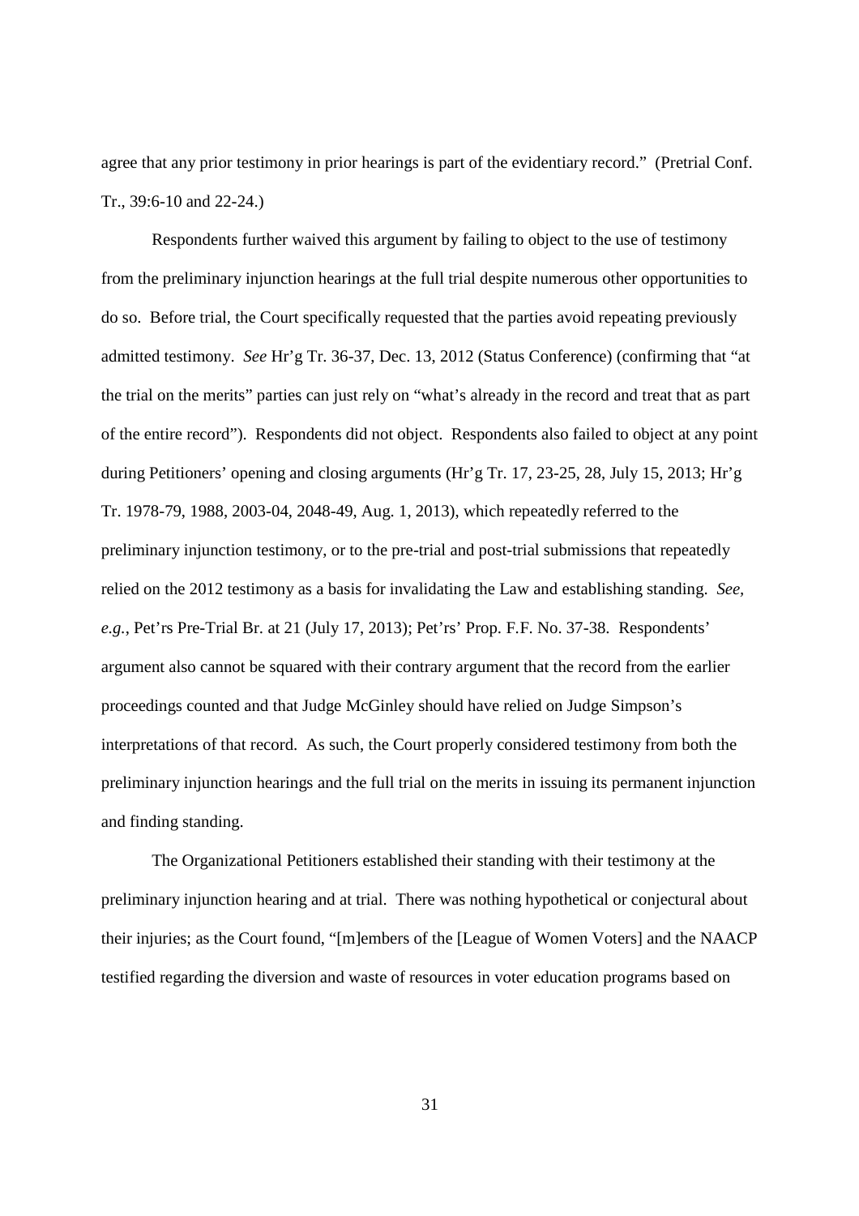agree that any prior testimony in prior hearings is part of the evidentiary record." (Pretrial Conf. Tr., 39:6-10 and 22-24.)

Respondents further waived this argument by failing to object to the use of testimony from the preliminary injunction hearings at the full trial despite numerous other opportunities to do so. Before trial, the Court specifically requested that the parties avoid repeating previously admitted testimony. *See* Hr'g Tr. 36-37, Dec. 13, 2012 (Status Conference) (confirming that "at the trial on the merits" parties can just rely on "what's already in the record and treat that as part of the entire record"). Respondents did not object. Respondents also failed to object at any point during Petitioners' opening and closing arguments (Hr'g Tr. 17, 23-25, 28, July 15, 2013; Hr'g Tr. 1978-79, 1988, 2003-04, 2048-49, Aug. 1, 2013), which repeatedly referred to the preliminary injunction testimony, or to the pre-trial and post-trial submissions that repeatedly relied on the 2012 testimony as a basis for invalidating the Law and establishing standing. *See, e.g.*, Pet'rs Pre-Trial Br. at 21 (July 17, 2013); Pet'rs' Prop. F.F. No. 37-38. Respondents' argument also cannot be squared with their contrary argument that the record from the earlier proceedings counted and that Judge McGinley should have relied on Judge Simpson's interpretations of that record. As such, the Court properly considered testimony from both the preliminary injunction hearings and the full trial on the merits in issuing its permanent injunction and finding standing.

The Organizational Petitioners established their standing with their testimony at the preliminary injunction hearing and at trial. There was nothing hypothetical or conjectural about their injuries; as the Court found, "[m]embers of the [League of Women Voters] and the NAACP testified regarding the diversion and waste of resources in voter education programs based on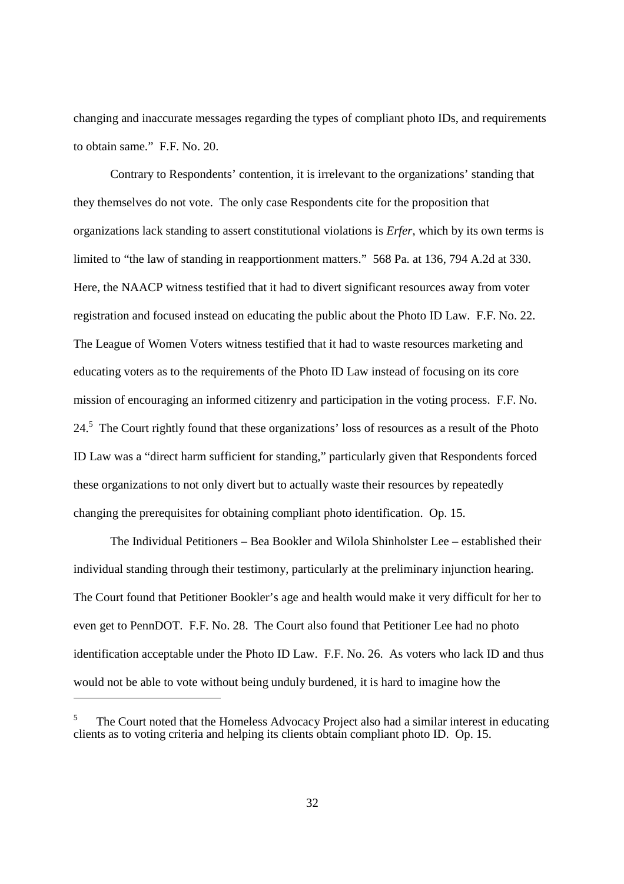changing and inaccurate messages regarding the types of compliant photo IDs, and requirements to obtain same." F.F. No. 20.

Contrary to Respondents' contention, it is irrelevant to the organizations' standing that they themselves do not vote. The only case Respondents cite for the proposition that organizations lack standing to assert constitutional violations is *Erfer*, which by its own terms is limited to "the law of standing in reapportionment matters." 568 Pa. at 136, 794 A.2d at 330. Here, the NAACP witness testified that it had to divert significant resources away from voter registration and focused instead on educating the public about the Photo ID Law. F.F. No. 22. The League of Women Voters witness testified that it had to waste resources marketing and educating voters as to the requirements of the Photo ID Law instead of focusing on its core mission of encouraging an informed citizenry and participation in the voting process. F.F. No. 24.[5] The Court rightly found that these organizations' loss of resources as a result of the Photo ID Law was a "direct harm sufficient for standing," particularly given that Respondents forced these organizations to not only divert but to actually waste their resources by repeatedly changing the prerequisites for obtaining compliant photo identification. Op. 15.

The Individual Petitioners – Bea Bookler and Wilola Shinholster Lee – established their individual standing through their testimony, particularly at the preliminary injunction hearing. The Court found that Petitioner Bookler's age and health would make it very difficult for her to even get to PennDOT. F.F. No. 28. The Court also found that Petitioner Lee had no photo identification acceptable under the Photo ID Law. F.F. No. 26. As voters who lack ID and thus would not be able to vote without being unduly burdened, it is hard to imagine how the

[5] The Court noted that the Homeless Advocacy Project also had a similar interest in educating clients as to voting criteria and helping its clients obtain compliant photo ID. Op. 15.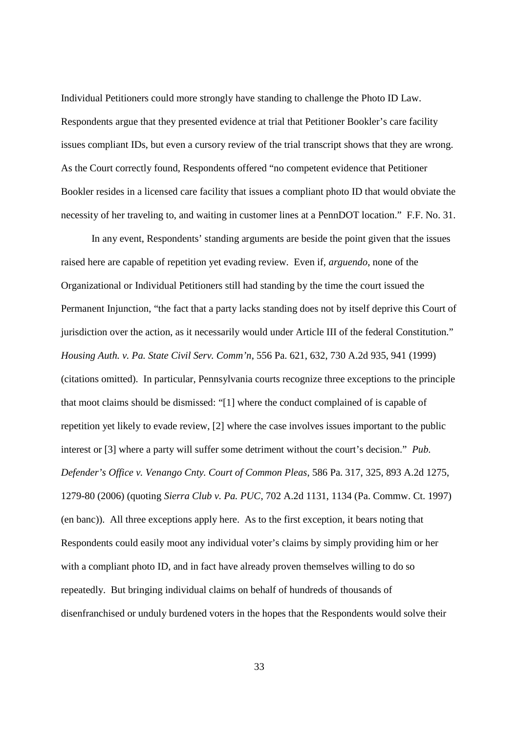Individual Petitioners could more strongly have standing to challenge the Photo ID Law. Respondents argue that they presented evidence at trial that Petitioner Bookler's care facility issues compliant IDs, but even a cursory review of the trial transcript shows that they are wrong. As the Court correctly found, Respondents offered "no competent evidence that Petitioner Bookler resides in a licensed care facility that issues a compliant photo ID that would obviate the necessity of her traveling to, and waiting in customer lines at a PennDOT location." F.F. No. 31.

In any event, Respondents' standing arguments are beside the point given that the issues raised here are capable of repetition yet evading review. Even if, *arguendo*, none of the Organizational or Individual Petitioners still had standing by the time the court issued the Permanent Injunction, "the fact that a party lacks standing does not by itself deprive this Court of jurisdiction over the action, as it necessarily would under Article III of the federal Constitution." *Housing Auth. v. Pa. State Civil Serv. Comm'n*, 556 Pa. 621, 632, 730 A.2d 935, 941 (1999) (citations omitted). In particular, Pennsylvania courts recognize three exceptions to the principle that moot claims should be dismissed: "[1] where the conduct complained of is capable of repetition yet likely to evade review, [2] where the case involves issues important to the public interest or [3] where a party will suffer some detriment without the court's decision." *Pub. Defender's Office v. Venango Cnty. Court of Common Pleas*, 586 Pa. 317, 325, 893 A.2d 1275, 1279-80 (2006) (quoting *Sierra Club v. Pa. PUC*, 702 A.2d 1131, 1134 (Pa. Commw. Ct. 1997) (en banc)). All three exceptions apply here. As to the first exception, it bears noting that Respondents could easily moot any individual voter's claims by simply providing him or her with a compliant photo ID, and in fact have already proven themselves willing to do so repeatedly. But bringing individual claims on behalf of hundreds of thousands of disenfranchised or unduly burdened voters in the hopes that the Respondents would solve their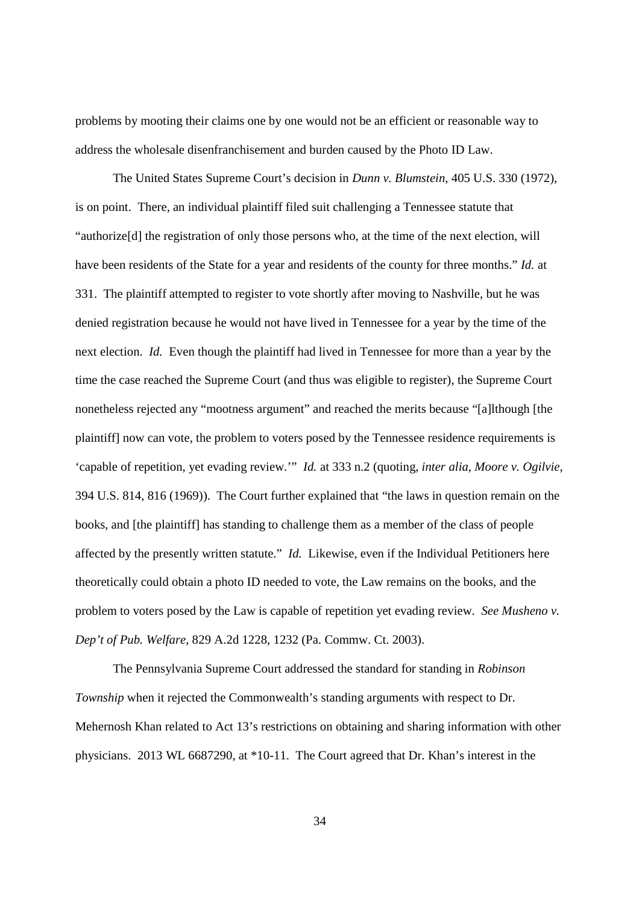problems by mooting their claims one by one would not be an efficient or reasonable way to address the wholesale disenfranchisement and burden caused by the Photo ID Law.

The United States Supreme Court's decision in *Dunn v. Blumstein*, 405 U.S. 330 (1972), is on point. There, an individual plaintiff filed suit challenging a Tennessee statute that "authorize[d] the registration of only those persons who, at the time of the next election, will have been residents of the State for a year and residents of the county for three months." *Id.* at 331. The plaintiff attempted to register to vote shortly after moving to Nashville, but he was denied registration because he would not have lived in Tennessee for a year by the time of the next election. *Id.* Even though the plaintiff had lived in Tennessee for more than a year by the time the case reached the Supreme Court (and thus was eligible to register), the Supreme Court nonetheless rejected any "mootness argument" and reached the merits because "[a]lthough [the plaintiff] now can vote, the problem to voters posed by the Tennessee residence requirements is 'capable of repetition, yet evading review.'" *Id.* at 333 n.2 (quoting, *inter alia*, *Moore v. Ogilvie*, 394 U.S. 814, 816 (1969)). The Court further explained that "the laws in question remain on the books, and [the plaintiff] has standing to challenge them as a member of the class of people affected by the presently written statute." *Id.* Likewise, even if the Individual Petitioners here theoretically could obtain a photo ID needed to vote, the Law remains on the books, and the problem to voters posed by the Law is capable of repetition yet evading review. *See Musheno v. Dep't of Pub. Welfare*, 829 A.2d 1228, 1232 (Pa. Commw. Ct. 2003).

The Pennsylvania Supreme Court addressed the standard for standing in *Robinson Township* when it rejected the Commonwealth's standing arguments with respect to Dr. Mehernosh Khan related to Act 13's restrictions on obtaining and sharing information with other physicians. 2013 WL 6687290, at *10-11. The Court agreed that Dr. Khan's interest in the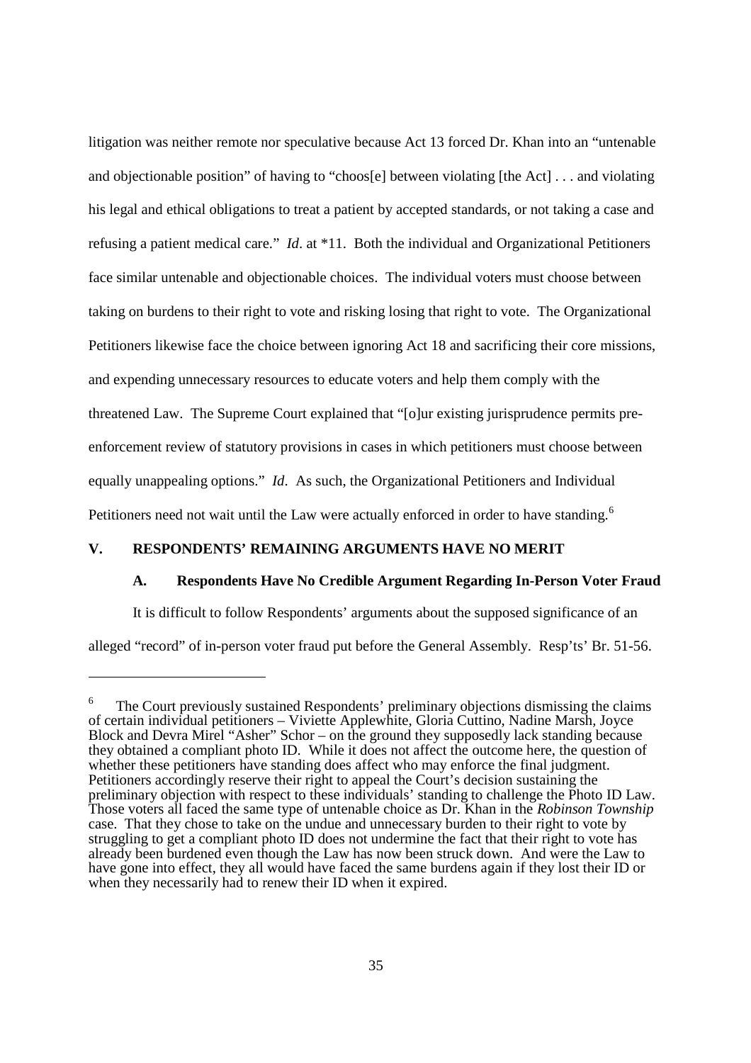litigation was neither remote nor speculative because Act 13 forced Dr. Khan into an "untenable and objectionable position" of having to "choos[e] between violating [the Act] . . . and violating his legal and ethical obligations to treat a patient by accepted standards, or not taking a case and refusing a patient medical care." *Id*. at *11. Both the individual and Organizational Petitioners face similar untenable and objectionable choices. The individual voters must choose between taking on burdens to their right to vote and risking losing that right to vote. The Organizational Petitioners likewise face the choice between ignoring Act 18 and sacrificing their core missions, and expending unnecessary resources to educate voters and help them comply with the threatened Law. The Supreme Court explained that "[o]ur existing jurisprudence permits pre-enforcement review of statutory provisions in cases in which petitioners must choose between equally unappealing options." *Id*. As such, the Organizational Petitioners and Individual Petitioners need not wait until the Law were actually enforced in order to have standing.[6]

## V. RESPONDENTS' REMAINING ARGUMENTS HAVE NO MERIT

### A. Respondents Have No Credible Argument Regarding In-Person Voter Fraud

It is difficult to follow Respondents' arguments about the supposed significance of an alleged "record" of in-person voter fraud put before the General Assembly. Resp'ts' Br. 51-56.

---

[6] The Court previously sustained Respondents' preliminary objections dismissing the claims of certain individual petitioners – Viviette Applewhite, Gloria Cuttino, Nadine Marsh, Joyce Block and Devra Mirel "Asher" Schor – on the ground they supposedly lack standing because they obtained a compliant photo ID. While it does not affect the outcome here, the question of whether these petitioners have standing does affect who may enforce the final judgment. Petitioners accordingly reserve their right to appeal the Court's decision sustaining the preliminary objection with respect to these individuals' standing to challenge the Photo ID Law. Those voters all faced the same type of untenable choice as Dr. Khan in the *Robinson Township* case. That they chose to take on the undue and unnecessary burden to their right to vote by struggling to get a compliant photo ID does not undermine the fact that their right to vote has already been burdened even though the Law has now been struck down. And were the Law to have gone into effect, they all would have faced the same burdens again if they lost their ID or when they necessarily had to renew their ID when it expired.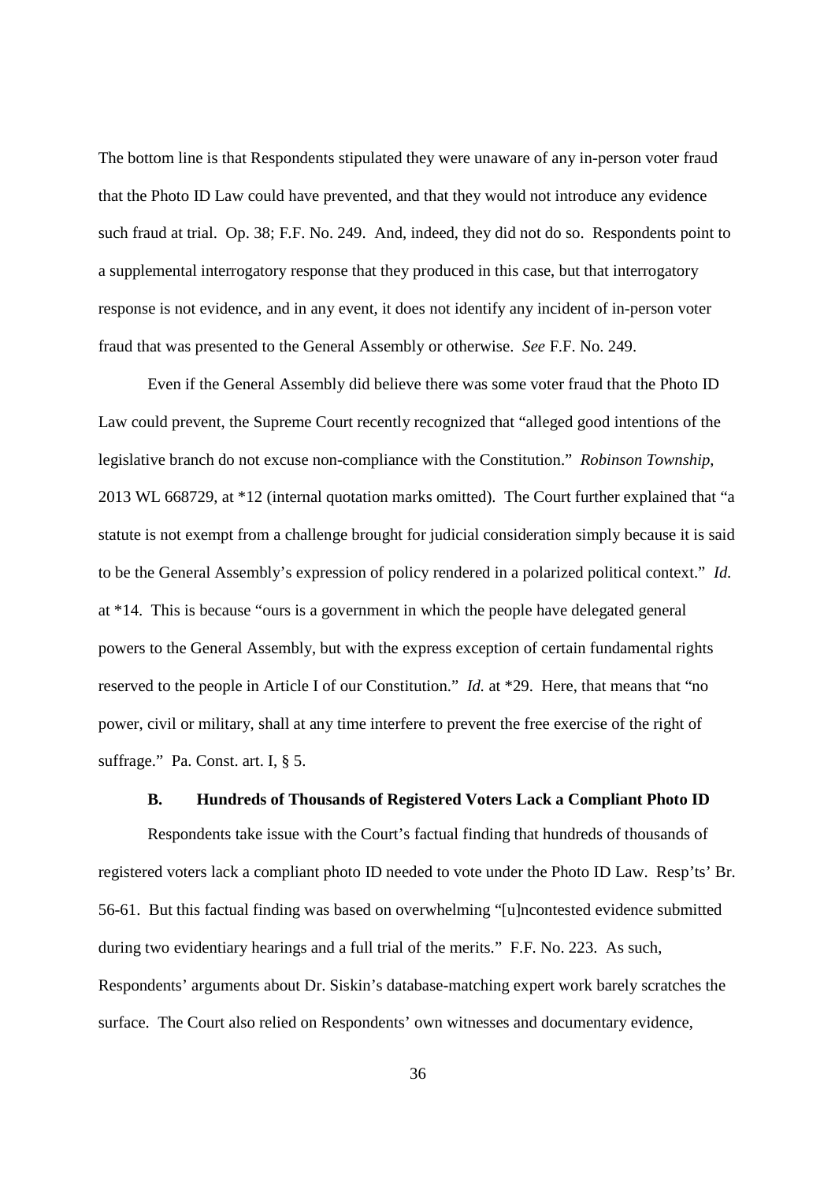The bottom line is that Respondents stipulated they were unaware of any in-person voter fraud that the Photo ID Law could have prevented, and that they would not introduce any evidence such fraud at trial. Op. 38; F.F. No. 249. And, indeed, they did not do so. Respondents point to a supplemental interrogatory response that they produced in this case, but that interrogatory response is not evidence, and in any event, it does not identify any incident of in-person voter fraud that was presented to the General Assembly or otherwise. *See* F.F. No. 249.

Even if the General Assembly did believe there was some voter fraud that the Photo ID Law could prevent, the Supreme Court recently recognized that "alleged good intentions of the legislative branch do not excuse non-compliance with the Constitution." *Robinson Township*, 2013 WL 668729, at *12 (internal quotation marks omitted). The Court further explained that "a statute is not exempt from a challenge brought for judicial consideration simply because it is said to be the General Assembly's expression of policy rendered in a polarized political context." *Id.* at *14. This is because "ours is a government in which the people have delegated general powers to the General Assembly, but with the express exception of certain fundamental rights reserved to the people in Article I of our Constitution." *Id.* at *29. Here, that means that "no power, civil or military, shall at any time interfere to prevent the free exercise of the right of suffrage." Pa. Const. art. I, § 5.

### B. Hundreds of Thousands of Registered Voters Lack a Compliant Photo ID

Respondents take issue with the Court's factual finding that hundreds of thousands of registered voters lack a compliant photo ID needed to vote under the Photo ID Law. Resp'ts' Br. 56-61. But this factual finding was based on overwhelming "[u]ncontested evidence submitted during two evidentiary hearings and a full trial of the merits." F.F. No. 223. As such, Respondents' arguments about Dr. Siskin's database-matching expert work barely scratches the surface. The Court also relied on Respondents' own witnesses and documentary evidence,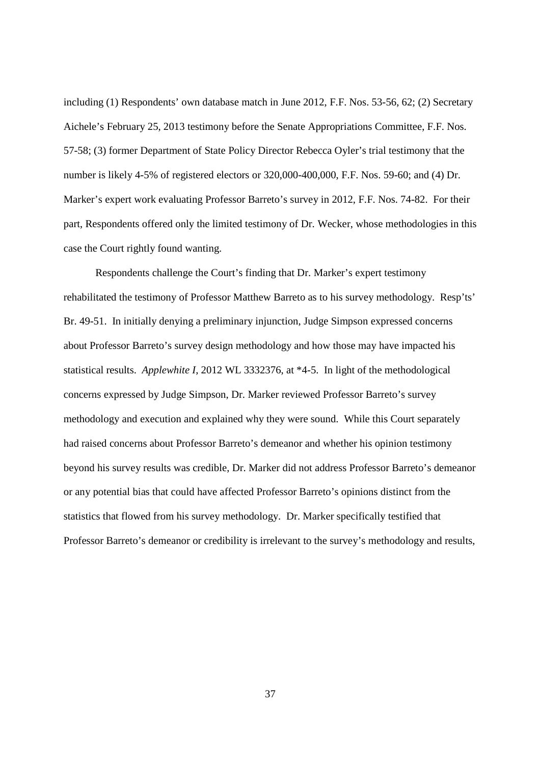including (1) Respondents' own database match in June 2012, F.F. Nos. 53-56, 62; (2) Secretary Aichele's February 25, 2013 testimony before the Senate Appropriations Committee, F.F. Nos. 57-58; (3) former Department of State Policy Director Rebecca Oyler's trial testimony that the number is likely 4-5% of registered electors or 320,000-400,000, F.F. Nos. 59-60; and (4) Dr. Marker's expert work evaluating Professor Barreto's survey in 2012, F.F. Nos. 74-82. For their part, Respondents offered only the limited testimony of Dr. Wecker, whose methodologies in this case the Court rightly found wanting.

Respondents challenge the Court's finding that Dr. Marker's expert testimony rehabilitated the testimony of Professor Matthew Barreto as to his survey methodology. Resp'ts' Br. 49-51. In initially denying a preliminary injunction, Judge Simpson expressed concerns about Professor Barreto's survey design methodology and how those may have impacted his statistical results. *Applewhite I*, 2012 WL 3332376, at *4-5. In light of the methodological concerns expressed by Judge Simpson, Dr. Marker reviewed Professor Barreto's survey methodology and execution and explained why they were sound. While this Court separately had raised concerns about Professor Barreto's demeanor and whether his opinion testimony beyond his survey results was credible, Dr. Marker did not address Professor Barreto's demeanor or any potential bias that could have affected Professor Barreto's opinions distinct from the statistics that flowed from his survey methodology. Dr. Marker specifically testified that Professor Barreto's demeanor or credibility is irrelevant to the survey's methodology and results,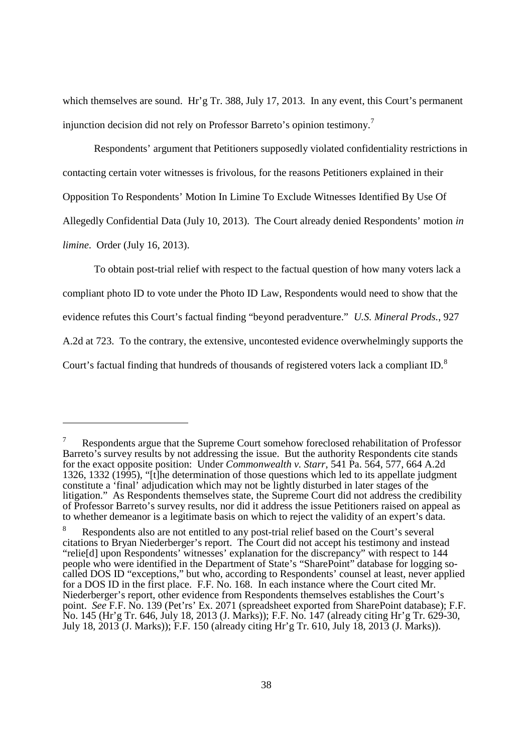which themselves are sound. Hr'g Tr. 388, July 17, 2013. In any event, this Court's permanent injunction decision did not rely on Professor Barreto's opinion testimony.[7]

Respondents' argument that Petitioners supposedly violated confidentiality restrictions in contacting certain voter witnesses is frivolous, for the reasons Petitioners explained in their Opposition To Respondents' Motion In Limine To Exclude Witnesses Identified By Use Of Allegedly Confidential Data (July 10, 2013). The Court already denied Respondents' motion *in limine*. Order (July 16, 2013).

To obtain post-trial relief with respect to the factual question of how many voters lack a compliant photo ID to vote under the Photo ID Law, Respondents would need to show that the evidence refutes this Court's factual finding "beyond peradventure." *U.S. Mineral Prods.*, 927 A.2d at 723. To the contrary, the extensive, uncontested evidence overwhelmingly supports the Court's factual finding that hundreds of thousands of registered voters lack a compliant ID.[8]

---

[7] Respondents argue that the Supreme Court somehow foreclosed rehabilitation of Professor Barreto's survey results by not addressing the issue. But the authority Respondents cite stands for the exact opposite position: Under *Commonwealth v. Starr*, 541 Pa. 564, 577, 664 A.2d 1326, 1332 (1995), "[t]he determination of those questions which led to its appellate judgment constitute a 'final' adjudication which may not be lightly disturbed in later stages of the litigation." As Respondents themselves state, the Supreme Court did not address the credibility of Professor Barreto's survey results, nor did it address the issue Petitioners raised on appeal as to whether demeanor is a legitimate basis on which to reject the validity of an expert's data.

[8] Respondents also are not entitled to any post-trial relief based on the Court's several citations to Bryan Niederberger's report. The Court did not accept his testimony and instead "relie[d] upon Respondents' witnesses' explanation for the discrepancy" with respect to 144 people who were identified in the Department of State's "SharePoint" database for logging so-called DOS ID "exceptions," but who, according to Respondents' counsel at least, never applied for a DOS ID in the first place. F.F. No. 168. In each instance where the Court cited Mr. Niederberger's report, other evidence from Respondents themselves establishes the Court's point. *See* F.F. No. 139 (Pet'rs' Ex. 2071 (spreadsheet exported from SharePoint database); F.F. No. 145 (Hr'g Tr. 646, July 18, 2013 (J. Marks)); F.F. No. 147 (already citing Hr'g Tr. 629-30, July 18, 2013 (J. Marks)); F.F. 150 (already citing Hr'g Tr. 610, July 18, 2013 (J. Marks)).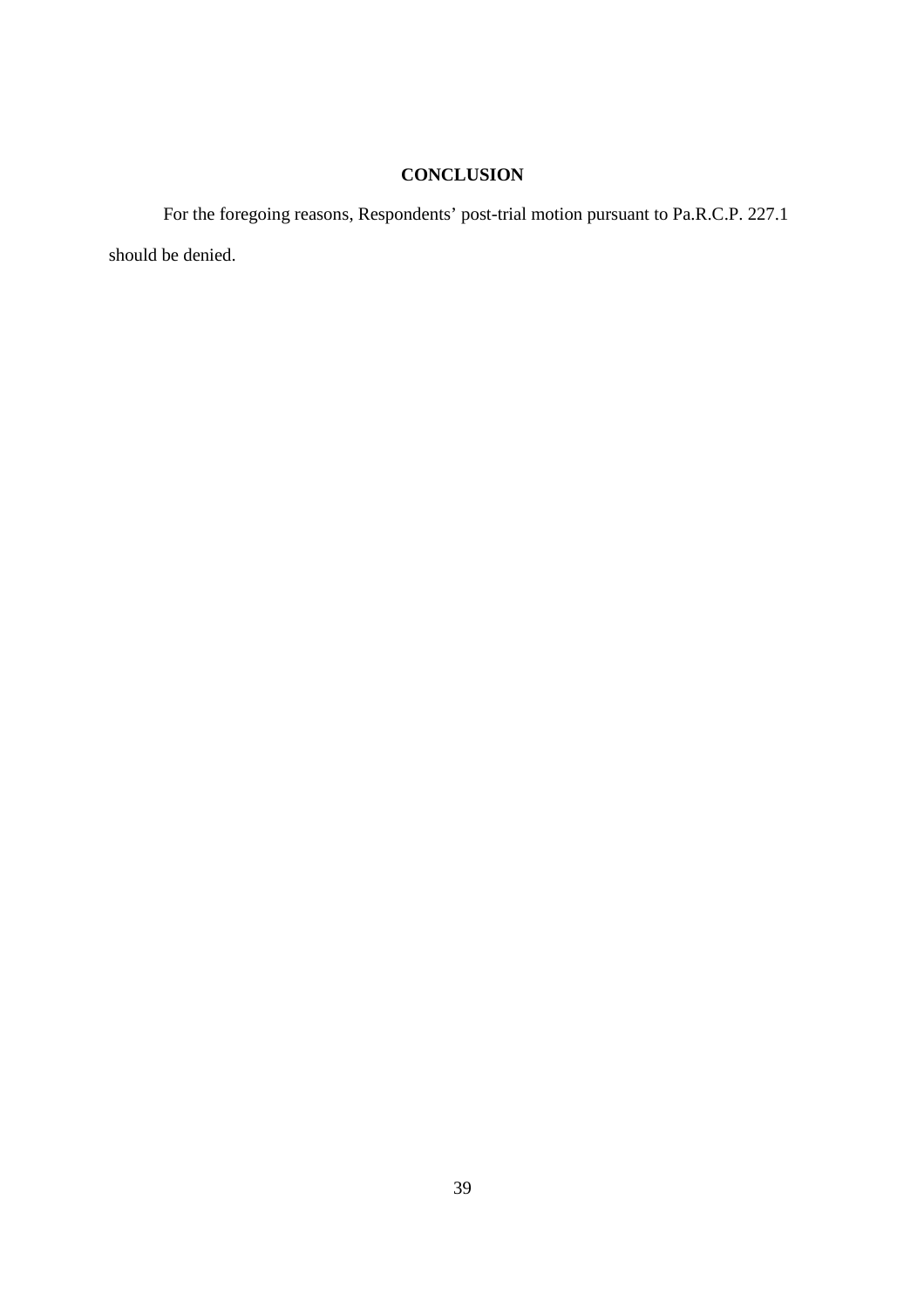## CONCLUSION

For the foregoing reasons, Respondents' post-trial motion pursuant to Pa.R.C.P. 227.1 should be denied.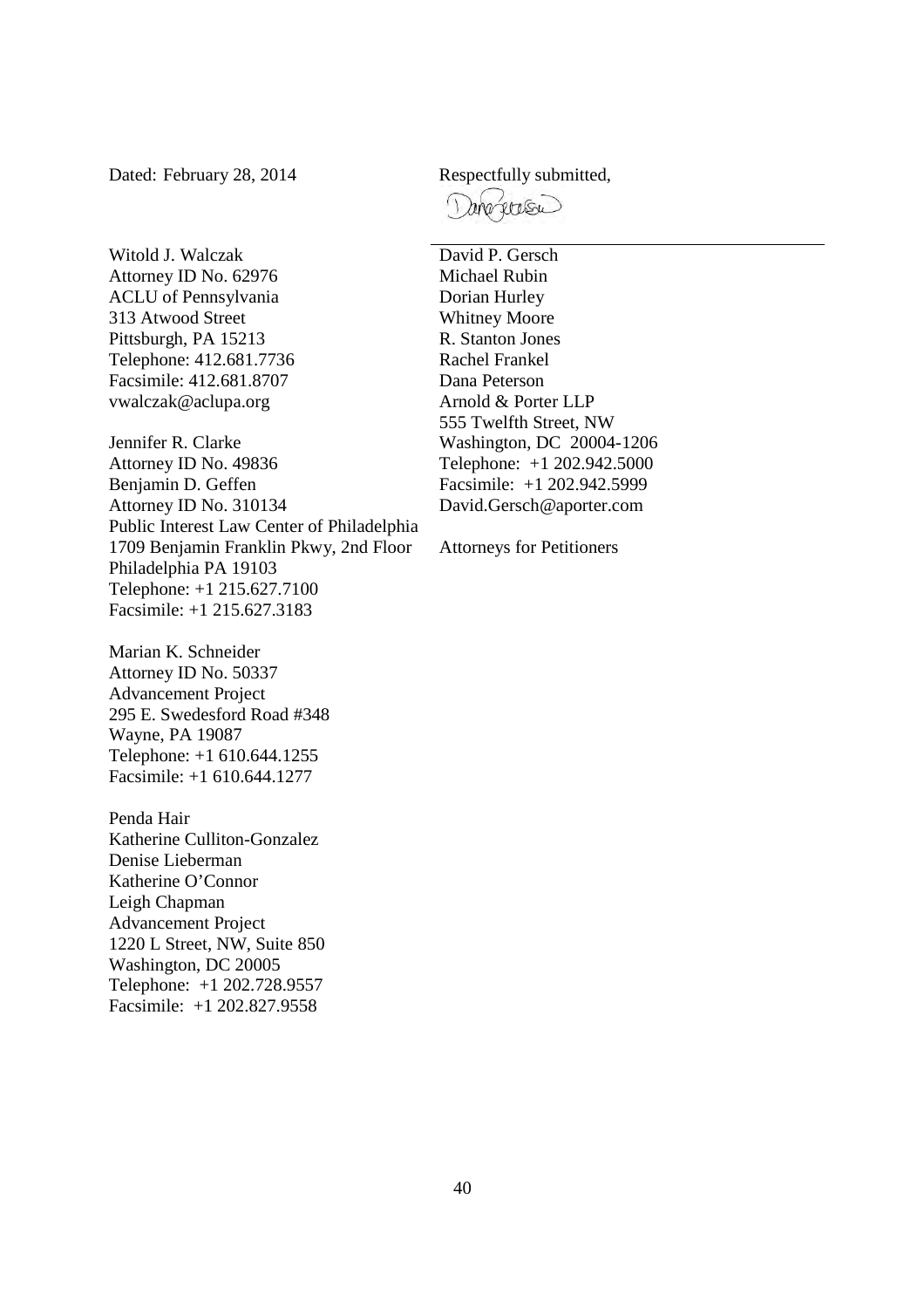Dated: February 28, 2014

Respectfully submitted,

/s/ Dana Peterson

David P. Gersch
Michael Rubin
Dorian Hurley
Whitney Moore
R. Stanton Jones
Rachel Frankel
Dana Peterson
Arnold & Porter LLP
555 Twelfth Street, NW
Washington, DC 20004-1206
Telephone: +1 202.942.5000
Facsimile: +1 202.942.5999
David.Gersch@aporter.com

Attorneys for Petitioners

Witold J. Walczak
Attorney ID No. 62976
ACLU of Pennsylvania
313 Atwood Street
Pittsburgh, PA 15213
Telephone: 412.681.7736
Facsimile: 412.681.8707
vwalczak@aclupa.org

Jennifer R. Clarke
Attorney ID No. 49836
Benjamin D. Geffen
Attorney ID No. 310134
Public Interest Law Center of Philadelphia
1709 Benjamin Franklin Pkwy, 2nd Floor
Philadelphia PA 19103
Telephone: +1 215.627.7100
Facsimile: +1 215.627.3183

Marian K. Schneider
Attorney ID No. 50337
Advancement Project
295 E. Swedesford Road #348
Wayne, PA 19087
Telephone: +1 610.644.1255
Facsimile: +1 610.644.1277

Penda Hair
Katherine Culliton-Gonzalez
Denise Lieberman
Katherine O'Connor
Leigh Chapman
Advancement Project
1220 L Street, NW, Suite 850
Washington, DC 20005
Telephone: +1 202.728.9557
Facsimile: +1 202.827.9558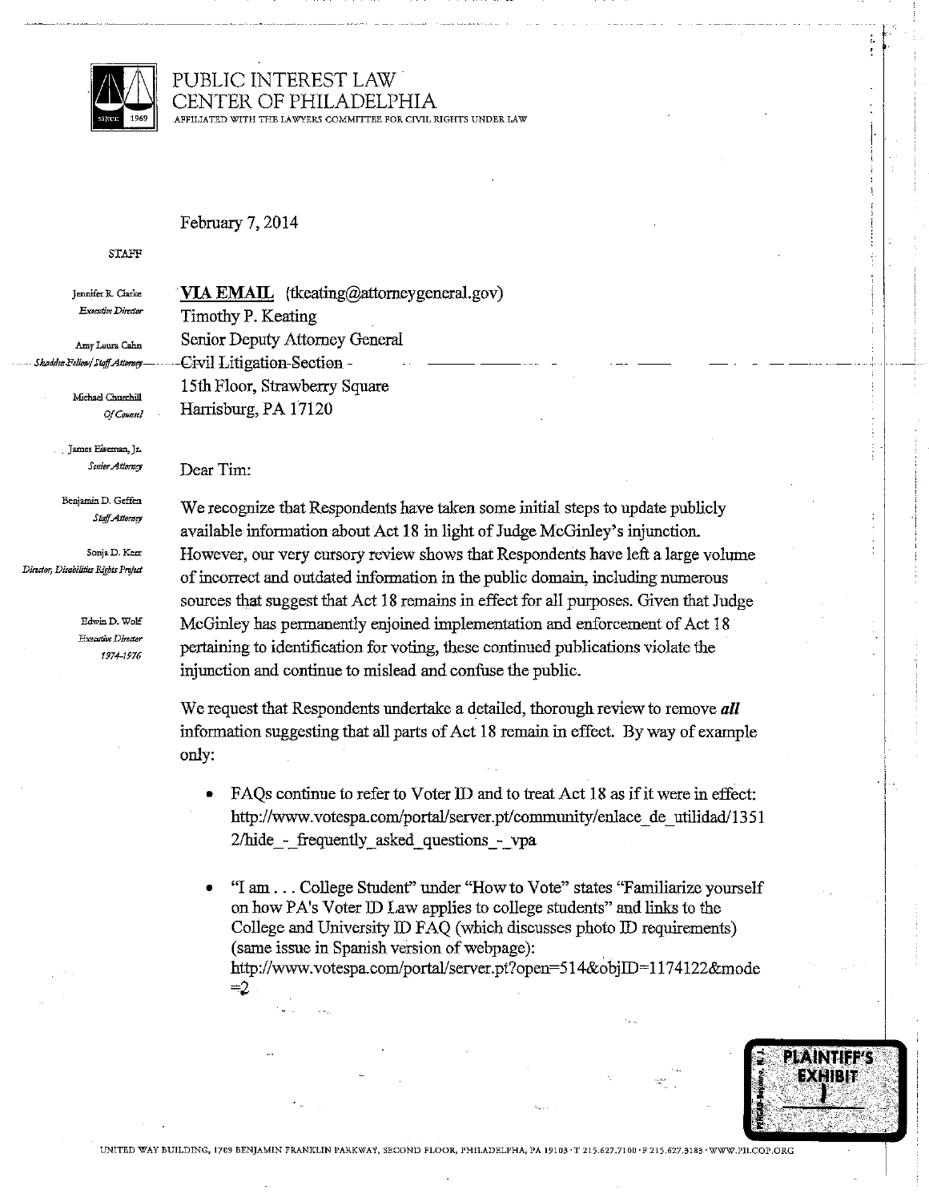# PUBLIC INTEREST LAW CENTER OF PHILADELPHIA

AFFILIATED WITH THE LAWYERS COMMITTEE FOR CIVIL RIGHTS UNDER LAW

February 7, 2014

STAFF

Jennifer R. Clarke
*Executive Director*

Amy Laura Cahn
*Skadden Fellow/Staff Attorney*

Michael Churchill
*Of Counsel*

James Eiseman, Jr.
*Senior Attorney*

Benjamin D. Geffen
*Staff Attorney*

Sonja D. Kerr
*Director, Disabilities Rights Project*

Edwin D. Wolf
*Executive Director 1974-1976*

**VIA EMAIL** (tkeating@attorneygeneral.gov)
Timothy P. Keating
Senior Deputy Attorney General
Civil Litigation Section
15th Floor, Strawberry Square
Harrisburg, PA 17120

Dear Tim:

We recognize that Respondents have taken some initial steps to update publicly available information about Act 18 in light of Judge McGinley's injunction. However, our very cursory review shows that Respondents have left a large volume of incorrect and outdated information in the public domain, including numerous sources that suggest that Act 18 remains in effect for all purposes. Given that Judge McGinley has permanently enjoined implementation and enforcement of Act 18 pertaining to identification for voting, these continued publications violate the injunction and continue to mislead and confuse the public.

We request that Respondents undertake a detailed, thorough review to remove ***all*** information suggesting that all parts of Act 18 remain in effect. By way of example only:

- FAQs continue to refer to Voter ID and to treat Act 18 as if it were in effect: http://www.votespa.com/portal/server.pt/community/enlace_de_utilidad/13512/hide_-_frequently_asked_questions_-_vpa

- "I am . . . College Student" under "How to Vote" states "Familiarize yourself on how PA's Voter ID Law applies to college students" and links to the College and University ID FAQ (which discusses photo ID requirements) (same issue in Spanish version of webpage): http://www.votespa.com/portal/server.pt?open=514&objID=1174122&mode=2

PLAINTIFF'S EXHIBIT 1

UNITED WAY BUILDING, 1709 BENJAMIN FRANKLIN PARKWAY, SECOND FLOOR, PHILADELPHIA, PA 19103 · T 215.627.7100 · F 215.627.3183 · WWW.PILCOP.ORG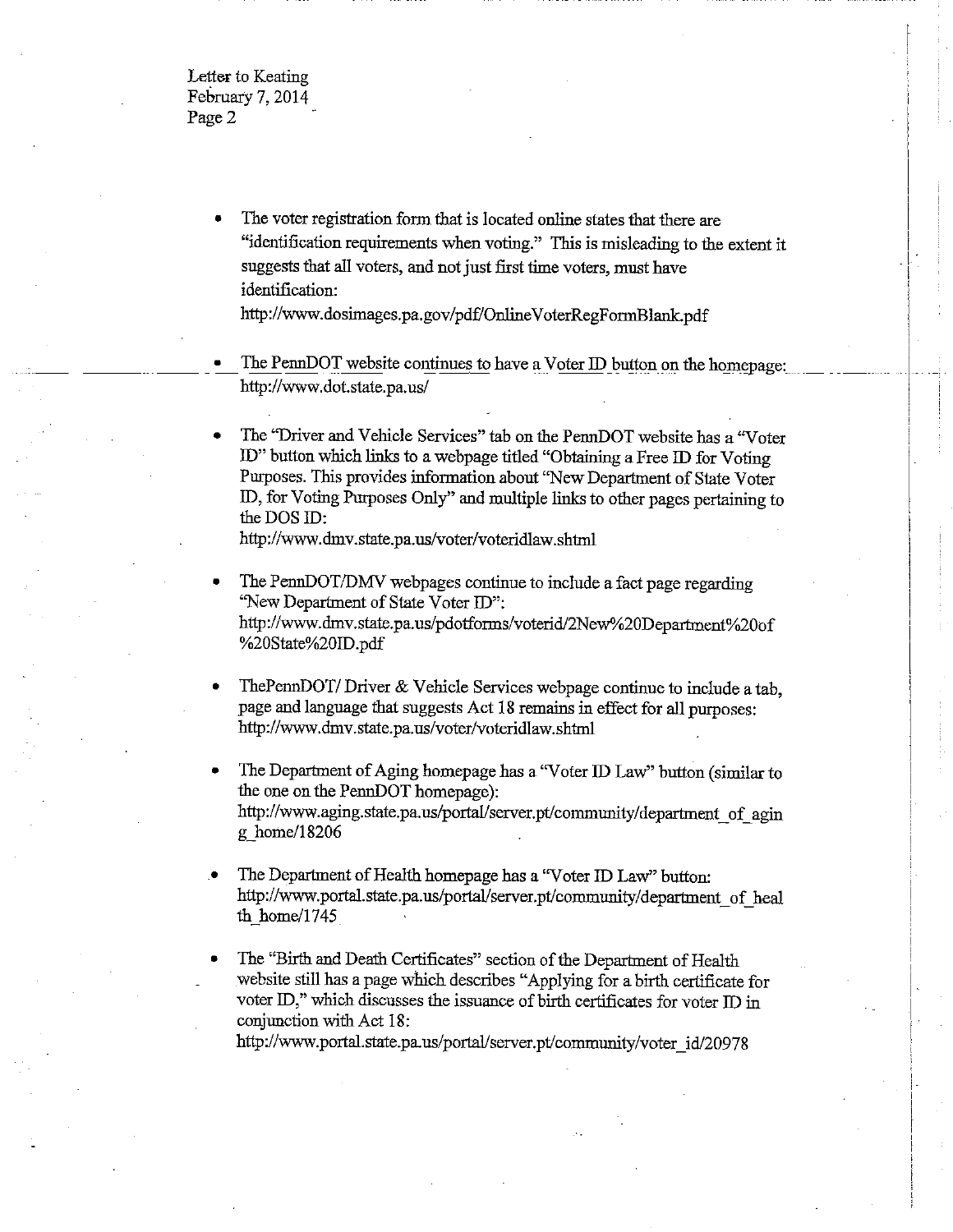- The voter registration form that is located online states that there are "identification requirements when voting." This is misleading to the extent it suggests that all voters, and not just first time voters, must have identification:
http://www.dosimages.pa.gov/pdf/OnlineVoterRegFormBlank.pdf

- The PennDOT website continues to have a Voter ID button on the homepage:
http://www.dot.state.pa.us/

- The "Driver and Vehicle Services" tab on the PennDOT website has a "Voter ID" button which links to a webpage titled "Obtaining a Free ID for Voting Purposes. This provides information about "New Department of State Voter ID, for Voting Purposes Only" and multiple links to other pages pertaining to the DOS ID:
http://www.dmv.state.pa.us/voter/voteridlaw.shtml

- The PennDOT/DMV webpages continue to include a fact page regarding "New Department of State Voter ID":
http://www.dmv.state.pa.us/pdotforms/voterid/2New%20Department%20of%20State%20ID.pdf

- ThePennDOT/ Driver & Vehicle Services webpage continue to include a tab, page and language that suggests Act 18 remains in effect for all purposes:
http://www.dmv.state.pa.us/voter/voteridlaw.shtml

- The Department of Aging homepage has a "Voter ID Law" button (similar to the one on the PennDOT homepage):
http://www.aging.state.pa.us/portal/server.pt/community/department_of_aging_home/18206

- The Department of Health homepage has a "Voter ID Law" button:
http://www.portal.state.pa.us/portal/server.pt/community/department_of_health_home/1745

- The "Birth and Death Certificates" section of the Department of Health website still has a page which describes "Applying for a birth certificate for voter ID," which discusses the issuance of birth certificates for voter ID in conjunction with Act 18:
http://www.portal.state.pa.us/portal/server.pt/community/voter_id/20978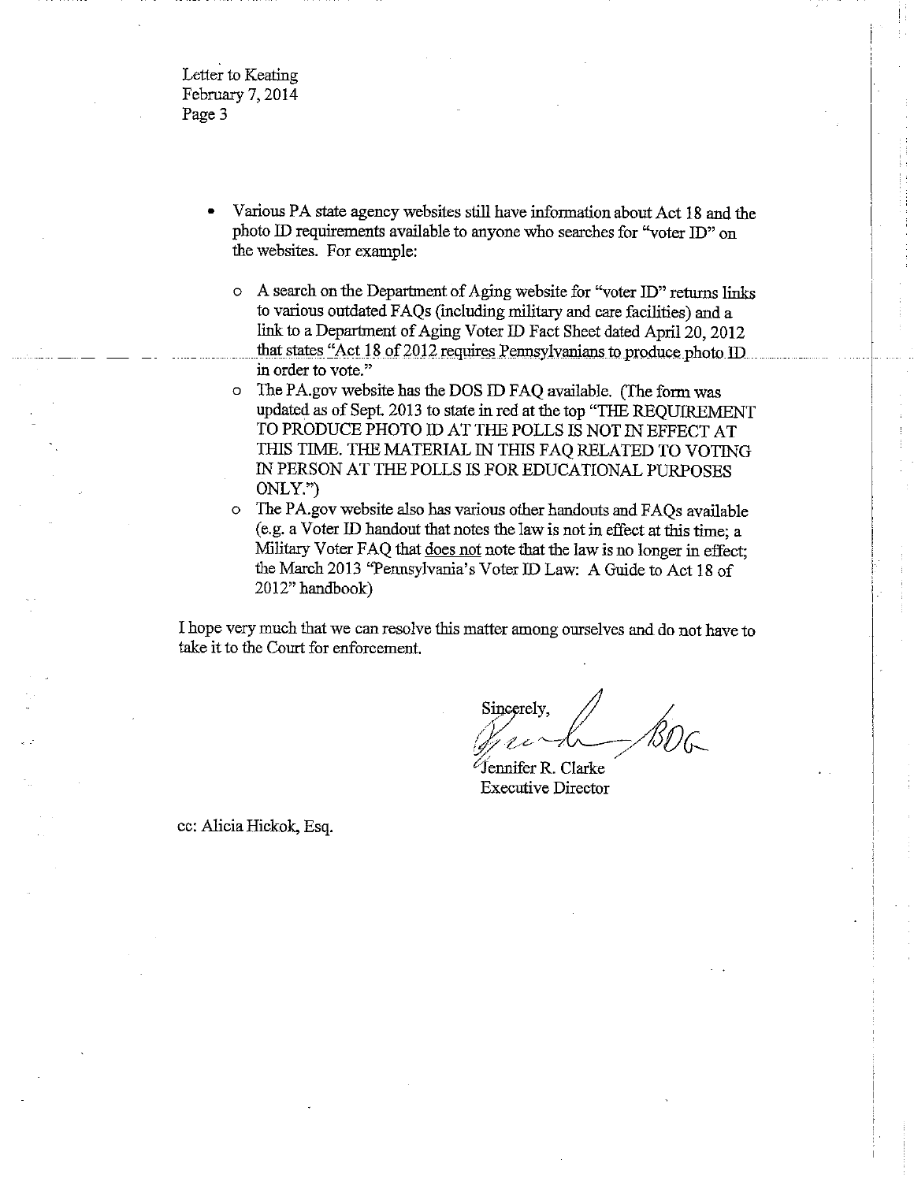- Various PA state agency websites still have information about Act 18 and the photo ID requirements available to anyone who searches for "voter ID" on the websites. For example:
  - A search on the Department of Aging website for "voter ID" returns links to various outdated FAQs (including military and care facilities) and a link to a Department of Aging Voter ID Fact Sheet dated April 20, 2012 that states "Act 18 of 2012 requires Pennsylvanians to produce photo ID in order to vote."
  - The PA.gov website has the DOS ID FAQ available. (The form was updated as of Sept. 2013 to state in red at the top "THE REQUIREMENT TO PRODUCE PHOTO ID AT THE POLLS IS NOT IN EFFECT AT THIS TIME. THE MATERIAL IN THIS FAQ RELATED TO VOTING IN PERSON AT THE POLLS IS FOR EDUCATIONAL PURPOSES ONLY.")
  - The PA.gov website also has various other handouts and FAQs available (e.g. a Voter ID handout that notes the law is not in effect at this time; a Military Voter FAQ that does not note that the law is no longer in effect; the March 2013 "Pennsylvania's Voter ID Law: A Guide to Act 18 of 2012" handbook)

I hope very much that we can resolve this matter among ourselves and do not have to take it to the Court for enforcement.

Sincerely,

/BDG

Jennifer R. Clarke
Executive Director

cc: Alicia Hickok, Esq.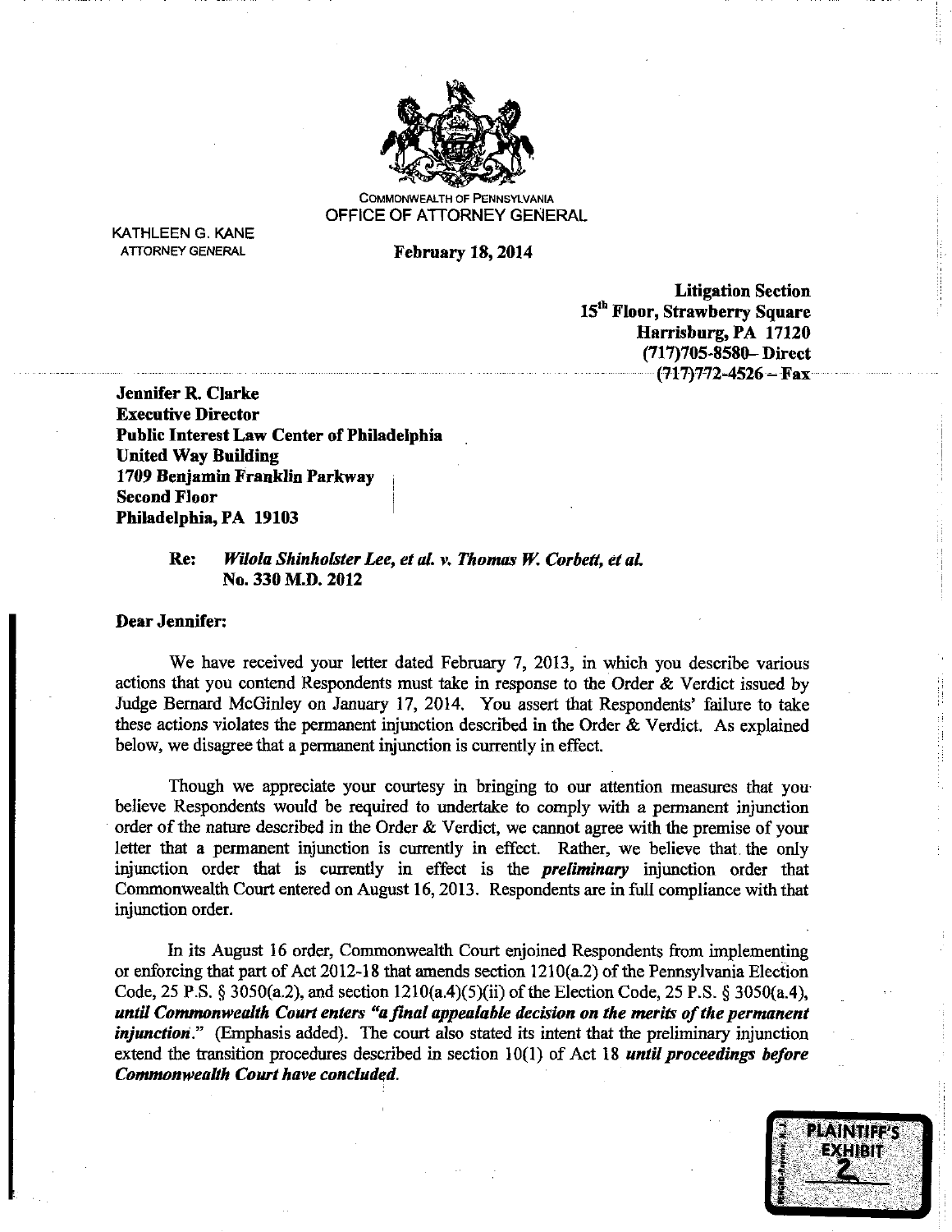COMMONWEALTH OF PENNSYLVANIA
OFFICE OF ATTORNEY GENERAL

KATHLEEN G. KANE
ATTORNEY GENERAL

**February 18, 2014**

**Litigation Section**
**15th Floor, Strawberry Square**
**Harrisburg, PA 17120**
**(717)705-8580– Direct**
**(717)772-4526 – Fax**

**Jennifer R. Clarke**
**Executive Director**
**Public Interest Law Center of Philadelphia**
**United Way Building**
**1709 Benjamin Franklin Parkway**
**Second Floor**
**Philadelphia, PA 19103**

**Re:** ***Wilola Shinholster Lee, et al. v. Thomas W. Corbett, et al.***
**No. 330 M.D. 2012**

**Dear Jennifer:**

We have received your letter dated February 7, 2013, in which you describe various actions that you contend Respondents must take in response to the Order & Verdict issued by Judge Bernard McGinley on January 17, 2014. You assert that Respondents' failure to take these actions violates the permanent injunction described in the Order & Verdict. As explained below, we disagree that a permanent injunction is currently in effect.

Though we appreciate your courtesy in bringing to our attention measures that you believe Respondents would be required to undertake to comply with a permanent injunction order of the nature described in the Order & Verdict, we cannot agree with the premise of your letter that a permanent injunction is currently in effect. Rather, we believe that the only injunction order that is currently in effect is the ***preliminary*** injunction order that Commonwealth Court entered on August 16, 2013. Respondents are in full compliance with that injunction order.

In its August 16 order, Commonwealth Court enjoined Respondents from implementing or enforcing that part of Act 2012-18 that amends section 1210(a.2) of the Pennsylvania Election Code, 25 P.S. § 3050(a.2), and section 1210(a.4)(5)(ii) of the Election Code, 25 P.S. § 3050(a.4), ***until Commonwealth Court enters "a final appealable decision on the merits of the permanent injunction."*** (Emphasis added). The court also stated its intent that the preliminary injunction extend the transition procedures described in section 10(1) of Act 18 ***until proceedings before Commonwealth Court have concluded.***

PLAINTIFF'S EXHIBIT 2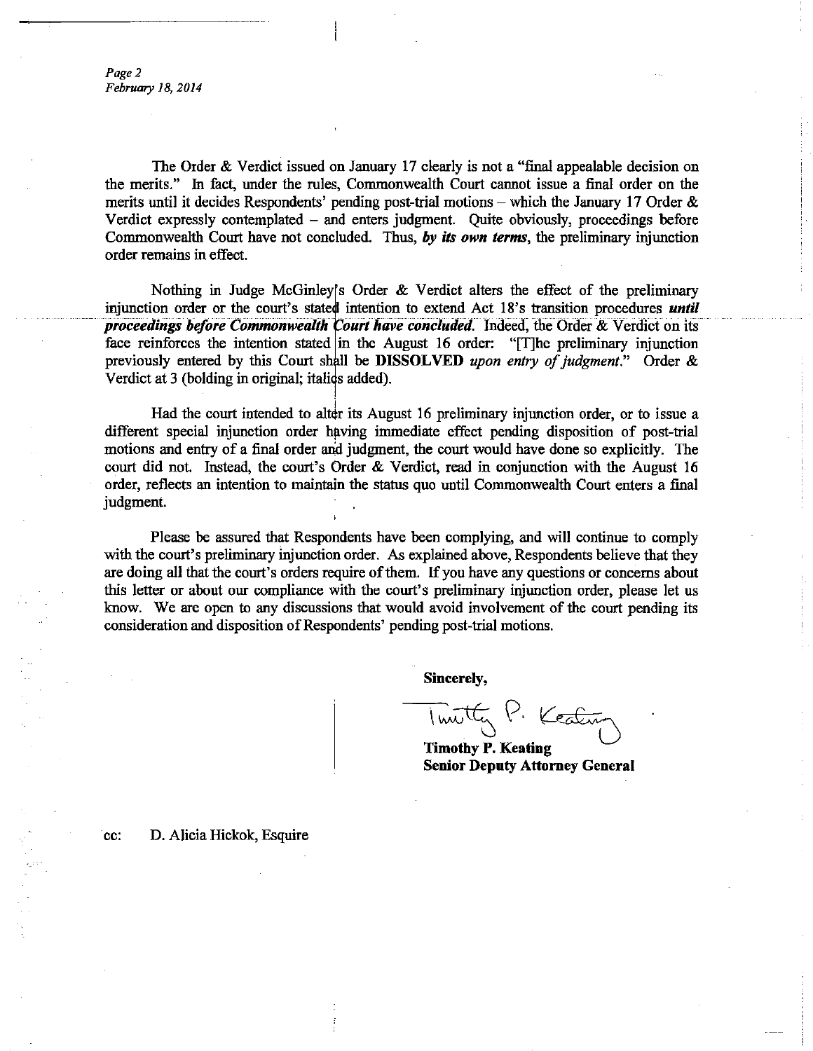The Order & Verdict issued on January 17 clearly is not a "final appealable decision on the merits." In fact, under the rules, Commonwealth Court cannot issue a final order on the merits until it decides Respondents' pending post-trial motions – which the January 17 Order & Verdict expressly contemplated – and enters judgment. Quite obviously, proceedings before Commonwealth Court have not concluded. Thus, ***by its own terms***, the preliminary injunction order remains in effect.

Nothing in Judge McGinley's Order & Verdict alters the effect of the preliminary injunction order or the court's stated intention to extend Act 18's transition procedures ***until proceedings before Commonwealth Court have concluded.*** Indeed, the Order & Verdict on its face reinforces the intention stated in the August 16 order: "[T]he preliminary injunction previously entered by this Court shall be **DISSOLVED** *upon entry of judgment.*" Order & Verdict at 3 (bolding in original; italics added).

Had the court intended to alter its August 16 preliminary injunction order, or to issue a different special injunction order having immediate effect pending disposition of post-trial motions and entry of a final order and judgment, the court would have done so explicitly. The court did not. Instead, the court's Order & Verdict, read in conjunction with the August 16 order, reflects an intention to maintain the status quo until Commonwealth Court enters a final judgment.

Please be assured that Respondents have been complying, and will continue to comply with the court's preliminary injunction order. As explained above, Respondents believe that they are doing all that the court's orders require of them. If you have any questions or concerns about this letter or about our compliance with the court's preliminary injunction order, please let us know. We are open to any discussions that would avoid involvement of the court pending its consideration and disposition of Respondents' pending post-trial motions.

**Sincerely,**

Timothy P. Keating

**Timothy P. Keating**
**Senior Deputy Attorney General**

cc: D. Alicia Hickok, Esquire